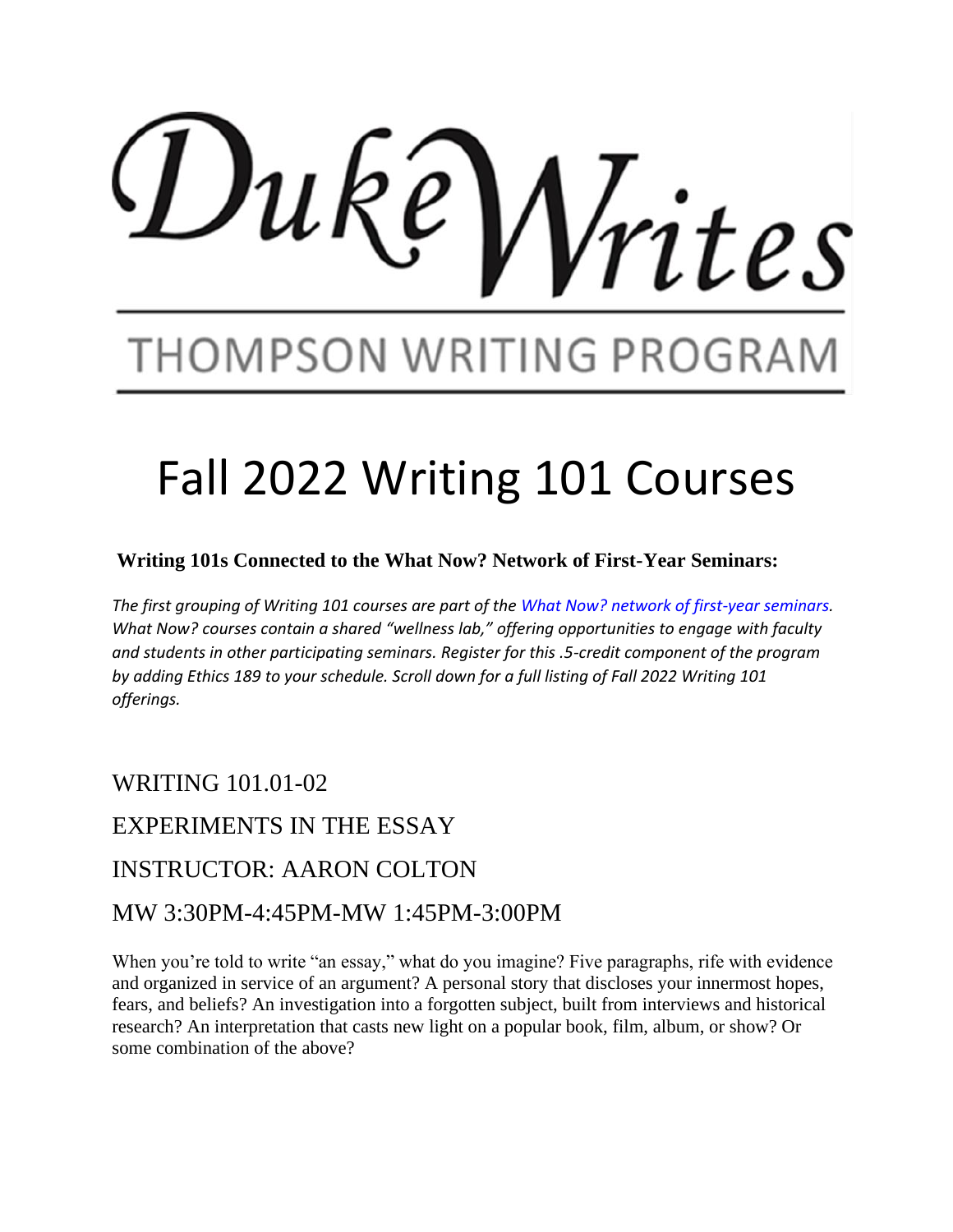# DukeWrites

## THOMPSON WRITING PROGRAM

# Fall 2022 Writing 101 Courses

**Writing 101s Connected to the What Now? Network of First-Year Seminars:**

*The first grouping of Writing 101 courses are part of the What Now? network of first-year seminars. What Now? courses contain a shared "wellness lab," offering opportunities to engage with faculty and students in other participating seminars. Register for this .5-credit component of the program by adding Ethics 189 to your schedule. Scroll down for a full listing of Fall 2022 Writing 101 offerings.*

### WRITING 101.01-02

### EXPERIMENTS IN THE ESSAY

### INSTRUCTOR: AARON COLTON

### MW 3:30PM-4:45PM-MW 1:45PM-3:00PM

When you're told to write "an essay," what do you imagine? Five paragraphs, rife with evidence and organized in service of an argument? A personal story that discloses your innermost hopes, fears, and beliefs? An investigation into a forgotten subject, built from interviews and historical research? An interpretation that casts new light on a popular book, film, album, or show? Or some combination of the above?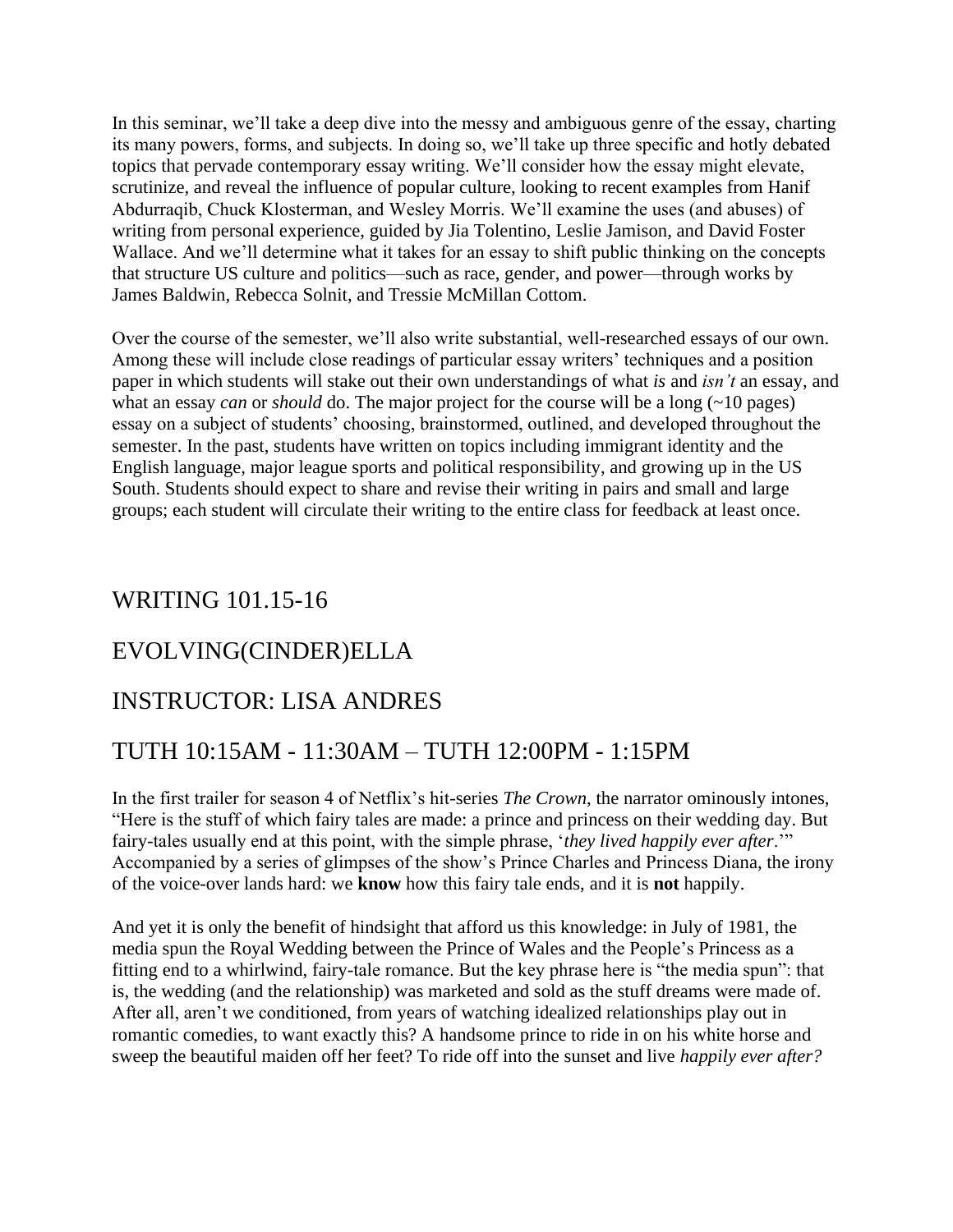In this seminar, we'll take a deep dive into the messy and ambiguous genre of the essay, charting its many powers, forms, and subjects. In doing so, we'll take up three specific and hotly debated topics that pervade contemporary essay writing. We'll consider how the essay might elevate, scrutinize, and reveal the influence of popular culture, looking to recent examples from Hanif Abdurraqib, Chuck Klosterman, and Wesley Morris. We'll examine the uses (and abuses) of writing from personal experience, guided by Jia Tolentino, Leslie Jamison, and David Foster Wallace. And we'll determine what it takes for an essay to shift public thinking on the concepts that structure US culture and politics—such as race, gender, and power—through works by James Baldwin, Rebecca Solnit, and Tressie McMillan Cottom.

Over the course of the semester, we'll also write substantial, well-researched essays of our own. Among these will include close readings of particular essay writers' techniques and a position paper in which students will stake out their own understandings of what *is* and *isn't* an essay, and what an essay *can* or *should* do. The major project for the course will be a long (~10 pages) essay on a subject of students' choosing, brainstormed, outlined, and developed throughout the semester. In the past, students have written on topics including immigrant identity and the English language, major league sports and political responsibility, and growing up in the US South. Students should expect to share and revise their writing in pairs and small and large groups; each student will circulate their writing to the entire class for feedback at least once.

## WRITING 101.15-16

## EVOLVING(CINDER)ELLA

## INSTRUCTOR: LISA ANDRES

## TUTH 10:15AM - 11:30AM – TUTH 12:00PM - 1:15PM

In the first trailer for season 4 of Netflix's hit-series *The Crown*, the narrator ominously intones, "Here is the stuff of which fairy tales are made: a prince and princess on their wedding day. But fairy-tales usually end at this point, with the simple phrase, '*they lived happily ever after*.'" Accompanied by a series of glimpses of the show's Prince Charles and Princess Diana, the irony of the voice-over lands hard: we **know** how this fairy tale ends, and it is **not** happily.

And yet it is only the benefit of hindsight that afford us this knowledge: in July of 1981, the media spun the Royal Wedding between the Prince of Wales and the People's Princess as a fitting end to a whirlwind, fairy-tale romance. But the key phrase here is "the media spun": that is, the wedding (and the relationship) was marketed and sold as the stuff dreams were made of. After all, aren't we conditioned, from years of watching idealized relationships play out in romantic comedies, to want exactly this? A handsome prince to ride in on his white horse and sweep the beautiful maiden off her feet? To ride off into the sunset and live *happily ever after?*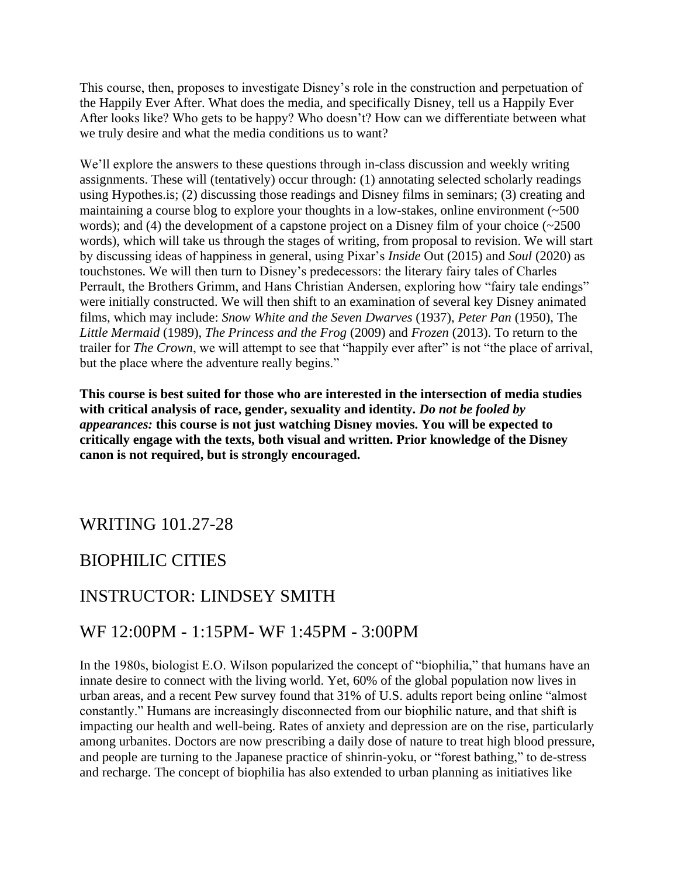This course, then, proposes to investigate Disney's role in the construction and perpetuation of the Happily Ever After. What does the media, and specifically Disney, tell us a Happily Ever After looks like? Who gets to be happy? Who doesn't? How can we differentiate between what we truly desire and what the media conditions us to want?

We'll explore the answers to these questions through in-class discussion and weekly writing assignments. These will (tentatively) occur through: (1) annotating selected scholarly readings using Hypothes.is; (2) discussing those readings and Disney films in seminars; (3) creating and maintaining a course blog to explore your thoughts in a low-stakes, online environment (~500 words); and (4) the development of a capstone project on a Disney film of your choice (~2500 words), which will take us through the stages of writing, from proposal to revision. We will start by discussing ideas of happiness in general, using Pixar's *Inside* Out (2015) and *Soul* (2020) as touchstones. We will then turn to Disney's predecessors: the literary fairy tales of Charles Perrault, the Brothers Grimm, and Hans Christian Andersen, exploring how "fairy tale endings" were initially constructed. We will then shift to an examination of several key Disney animated films, which may include: *Snow White and the Seven Dwarves* (1937), *Peter Pan* (1950), The *Little Mermaid* (1989), *The Princess and the Frog* (2009) and *Frozen* (2013). To return to the trailer for *The Crown*, we will attempt to see that "happily ever after" is not "the place of arrival, but the place where the adventure really begins."

**This course is best suited for those who are interested in the intersection of media studies with critical analysis of race, gender, sexuality and identity. *Do not be fooled by appearances:* this course is not just watching Disney movies. You will be expected to critically engage with the texts, both visual and written. Prior knowledge of the Disney canon is not required, but is strongly encouraged.**

## WRITING 101.27-28

## BIOPHILIC CITIES

## INSTRUCTOR: LINDSEY SMITH

## WF 12:00PM - 1:15PM- WF 1:45PM - 3:00PM

In the 1980s, biologist E.O. Wilson popularized the concept of "biophilia," that humans have an innate desire to connect with the living world. Yet, 60% of the global population now lives in urban areas, and a recent Pew survey found that 31% of U.S. adults report being online "almost constantly." Humans are increasingly disconnected from our biophilic nature, and that shift is impacting our health and well-being. Rates of anxiety and depression are on the rise, particularly among urbanites. Doctors are now prescribing a daily dose of nature to treat high blood pressure, and people are turning to the Japanese practice of shinrin-yoku, or "forest bathing," to de-stress and recharge. The concept of biophilia has also extended to urban planning as initiatives like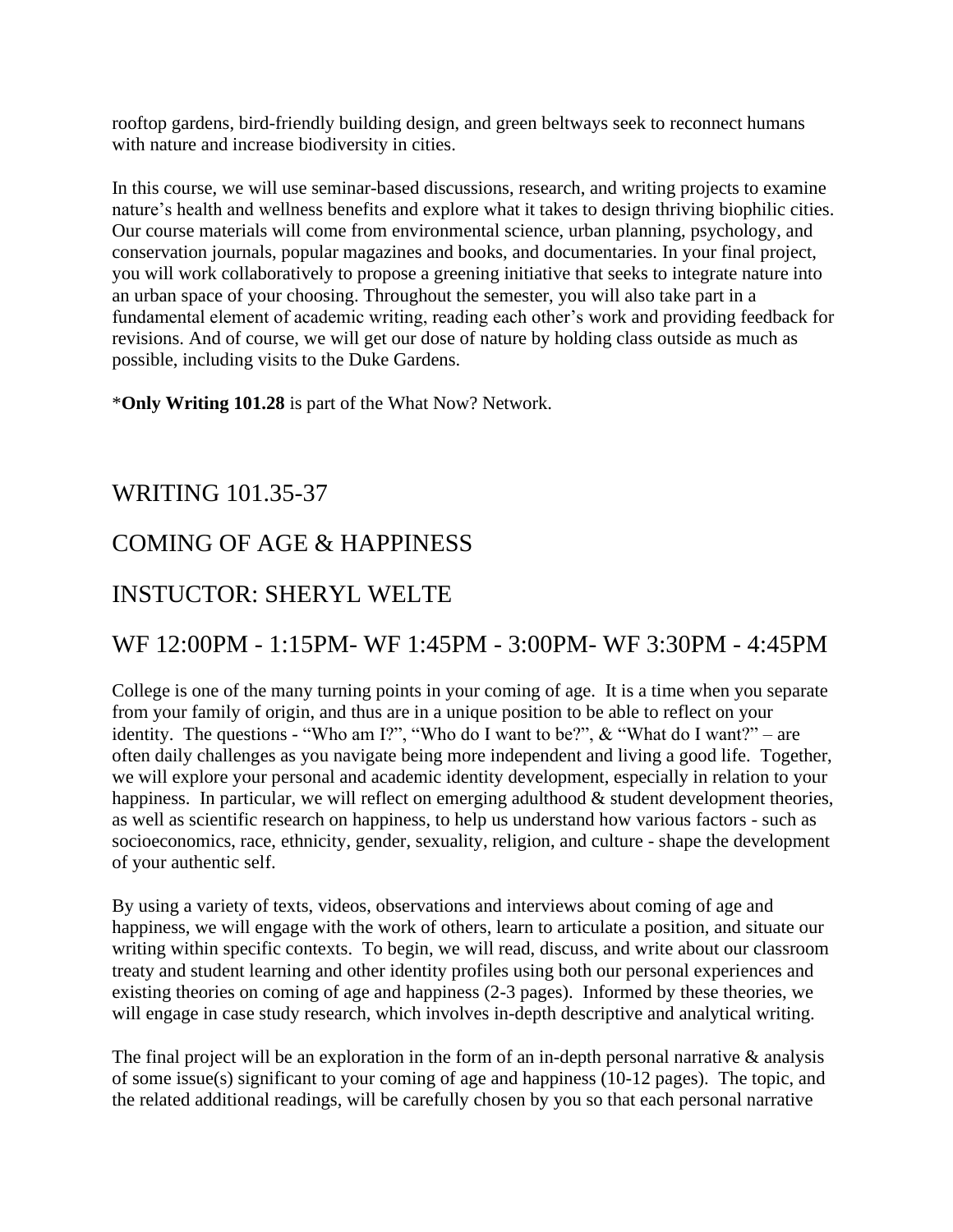rooftop gardens, bird-friendly building design, and green beltways seek to reconnect humans with nature and increase biodiversity in cities.

In this course, we will use seminar-based discussions, research, and writing projects to examine nature's health and wellness benefits and explore what it takes to design thriving biophilic cities. Our course materials will come from environmental science, urban planning, psychology, and conservation journals, popular magazines and books, and documentaries. In your final project, you will work collaboratively to propose a greening initiative that seeks to integrate nature into an urban space of your choosing. Throughout the semester, you will also take part in a fundamental element of academic writing, reading each other's work and providing feedback for revisions. And of course, we will get our dose of nature by holding class outside as much as possible, including visits to the Duke Gardens.

*__Only Writing 101.28__ is part of the What Now? Network.

## WRITING 101.35-37

## COMING OF AGE & HAPPINESS

## INSTUCTOR: SHERYL WELTE

## WF 12:00PM - 1:15PM- WF 1:45PM - 3:00PM- WF 3:30PM - 4:45PM

College is one of the many turning points in your coming of age. It is a time when you separate from your family of origin, and thus are in a unique position to be able to reflect on your identity. The questions - "Who am I?", "Who do I want to be?", & "What do I want?" – are often daily challenges as you navigate being more independent and living a good life. Together, we will explore your personal and academic identity development, especially in relation to your happiness. In particular, we will reflect on emerging adulthood & student development theories, as well as scientific research on happiness, to help us understand how various factors - such as socioeconomics, race, ethnicity, gender, sexuality, religion, and culture - shape the development of your authentic self.

By using a variety of texts, videos, observations and interviews about coming of age and happiness, we will engage with the work of others, learn to articulate a position, and situate our writing within specific contexts. To begin, we will read, discuss, and write about our classroom treaty and student learning and other identity profiles using both our personal experiences and existing theories on coming of age and happiness (2-3 pages). Informed by these theories, we will engage in case study research, which involves in-depth descriptive and analytical writing.

The final project will be an exploration in the form of an in-depth personal narrative & analysis of some issue(s) significant to your coming of age and happiness (10-12 pages). The topic, and the related additional readings, will be carefully chosen by you so that each personal narrative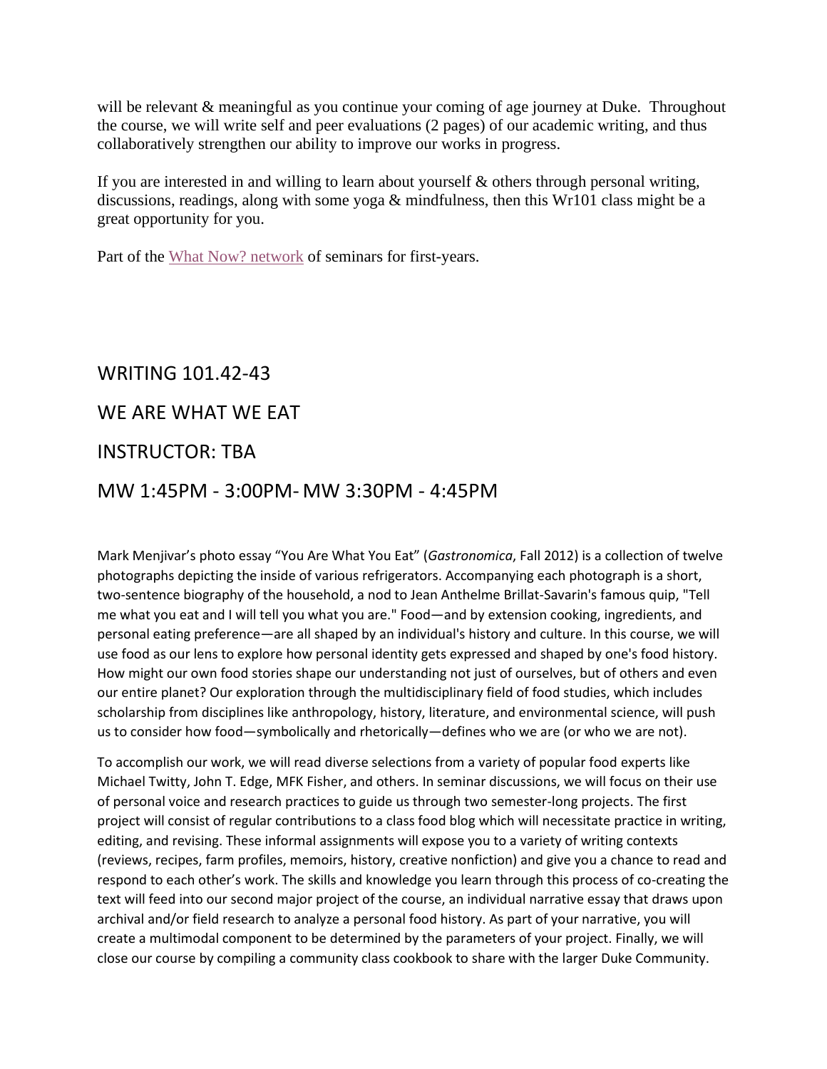will be relevant & meaningful as you continue your coming of age journey at Duke. Throughout the course, we will write self and peer evaluations (2 pages) of our academic writing, and thus collaboratively strengthen our ability to improve our works in progress.

If you are interested in and willing to learn about yourself & others through personal writing, discussions, readings, along with some yoga & mindfulness, then this Wr101 class might be a great opportunity for you.

Part of the What Now? network of seminars for first-years.

## WRITING 101.42-43

## WE ARE WHAT WE EAT

## INSTRUCTOR: TBA

## MW 1:45PM - 3:00PM- MW 3:30PM - 4:45PM

Mark Menjivar's photo essay "You Are What You Eat" (*Gastronomica*, Fall 2012) is a collection of twelve photographs depicting the inside of various refrigerators. Accompanying each photograph is a short, two-sentence biography of the household, a nod to Jean Anthelme Brillat-Savarin's famous quip, "Tell me what you eat and I will tell you what you are." Food—and by extension cooking, ingredients, and personal eating preference—are all shaped by an individual's history and culture. In this course, we will use food as our lens to explore how personal identity gets expressed and shaped by one's food history. How might our own food stories shape our understanding not just of ourselves, but of others and even our entire planet? Our exploration through the multidisciplinary field of food studies, which includes scholarship from disciplines like anthropology, history, literature, and environmental science, will push us to consider how food—symbolically and rhetorically—defines who we are (or who we are not).

To accomplish our work, we will read diverse selections from a variety of popular food experts like Michael Twitty, John T. Edge, MFK Fisher, and others. In seminar discussions, we will focus on their use of personal voice and research practices to guide us through two semester-long projects. The first project will consist of regular contributions to a class food blog which will necessitate practice in writing, editing, and revising. These informal assignments will expose you to a variety of writing contexts (reviews, recipes, farm profiles, memoirs, history, creative nonfiction) and give you a chance to read and respond to each other's work. The skills and knowledge you learn through this process of co-creating the text will feed into our second major project of the course, an individual narrative essay that draws upon archival and/or field research to analyze a personal food history. As part of your narrative, you will create a multimodal component to be determined by the parameters of your project. Finally, we will close our course by compiling a community class cookbook to share with the larger Duke Community.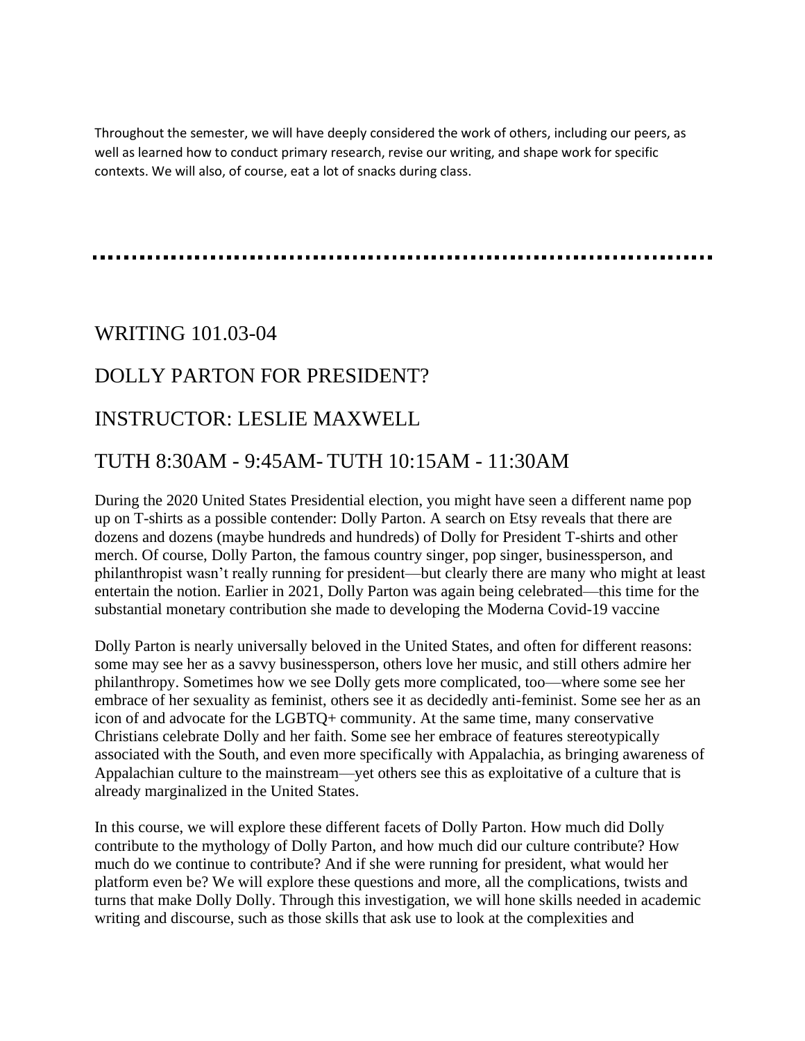Throughout the semester, we will have deeply considered the work of others, including our peers, as well as learned how to conduct primary research, revise our writing, and shape work for specific contexts. We will also, of course, eat a lot of snacks during class.

---

## WRITING 101.03-04

## DOLLY PARTON FOR PRESIDENT?

## INSTRUCTOR: LESLIE MAXWELL

## TUTH 8:30AM - 9:45AM- TUTH 10:15AM - 11:30AM

During the 2020 United States Presidential election, you might have seen a different name pop up on T-shirts as a possible contender: Dolly Parton. A search on Etsy reveals that there are dozens and dozens (maybe hundreds and hundreds) of Dolly for President T-shirts and other merch. Of course, Dolly Parton, the famous country singer, pop singer, businessperson, and philanthropist wasn't really running for president—but clearly there are many who might at least entertain the notion. Earlier in 2021, Dolly Parton was again being celebrated—this time for the substantial monetary contribution she made to developing the Moderna Covid-19 vaccine

Dolly Parton is nearly universally beloved in the United States, and often for different reasons: some may see her as a savvy businessperson, others love her music, and still others admire her philanthropy. Sometimes how we see Dolly gets more complicated, too—where some see her embrace of her sexuality as feminist, others see it as decidedly anti-feminist. Some see her as an icon of and advocate for the LGBTQ+ community. At the same time, many conservative Christians celebrate Dolly and her faith. Some see her embrace of features stereotypically associated with the South, and even more specifically with Appalachia, as bringing awareness of Appalachian culture to the mainstream—yet others see this as exploitative of a culture that is already marginalized in the United States.

In this course, we will explore these different facets of Dolly Parton. How much did Dolly contribute to the mythology of Dolly Parton, and how much did our culture contribute? How much do we continue to contribute? And if she were running for president, what would her platform even be? We will explore these questions and more, all the complications, twists and turns that make Dolly Dolly. Through this investigation, we will hone skills needed in academic writing and discourse, such as those skills that ask use to look at the complexities and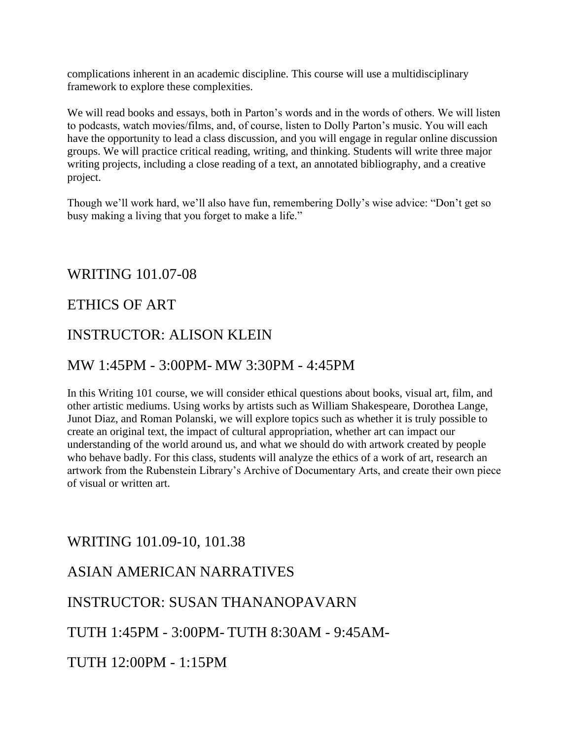complications inherent in an academic discipline. This course will use a multidisciplinary framework to explore these complexities.

We will read books and essays, both in Parton's words and in the words of others. We will listen to podcasts, watch movies/films, and, of course, listen to Dolly Parton's music. You will each have the opportunity to lead a class discussion, and you will engage in regular online discussion groups. We will practice critical reading, writing, and thinking. Students will write three major writing projects, including a close reading of a text, an annotated bibliography, and a creative project.

Though we'll work hard, we'll also have fun, remembering Dolly's wise advice: "Don't get so busy making a living that you forget to make a life."

## WRITING 101.07-08

## ETHICS OF ART

## INSTRUCTOR: ALISON KLEIN

## MW 1:45PM - 3:00PM- MW 3:30PM - 4:45PM

In this Writing 101 course, we will consider ethical questions about books, visual art, film, and other artistic mediums. Using works by artists such as William Shakespeare, Dorothea Lange, Junot Diaz, and Roman Polanski, we will explore topics such as whether it is truly possible to create an original text, the impact of cultural appropriation, whether art can impact our understanding of the world around us, and what we should do with artwork created by people who behave badly. For this class, students will analyze the ethics of a work of art, research an artwork from the Rubenstein Library's Archive of Documentary Arts, and create their own piece of visual or written art.

## WRITING 101.09-10, 101.38

## ASIAN AMERICAN NARRATIVES

## INSTRUCTOR: SUSAN THANANOPAVARN

## TUTH 1:45PM - 3:00PM- TUTH 8:30AM - 9:45AM-

## TUTH 12:00PM - 1:15PM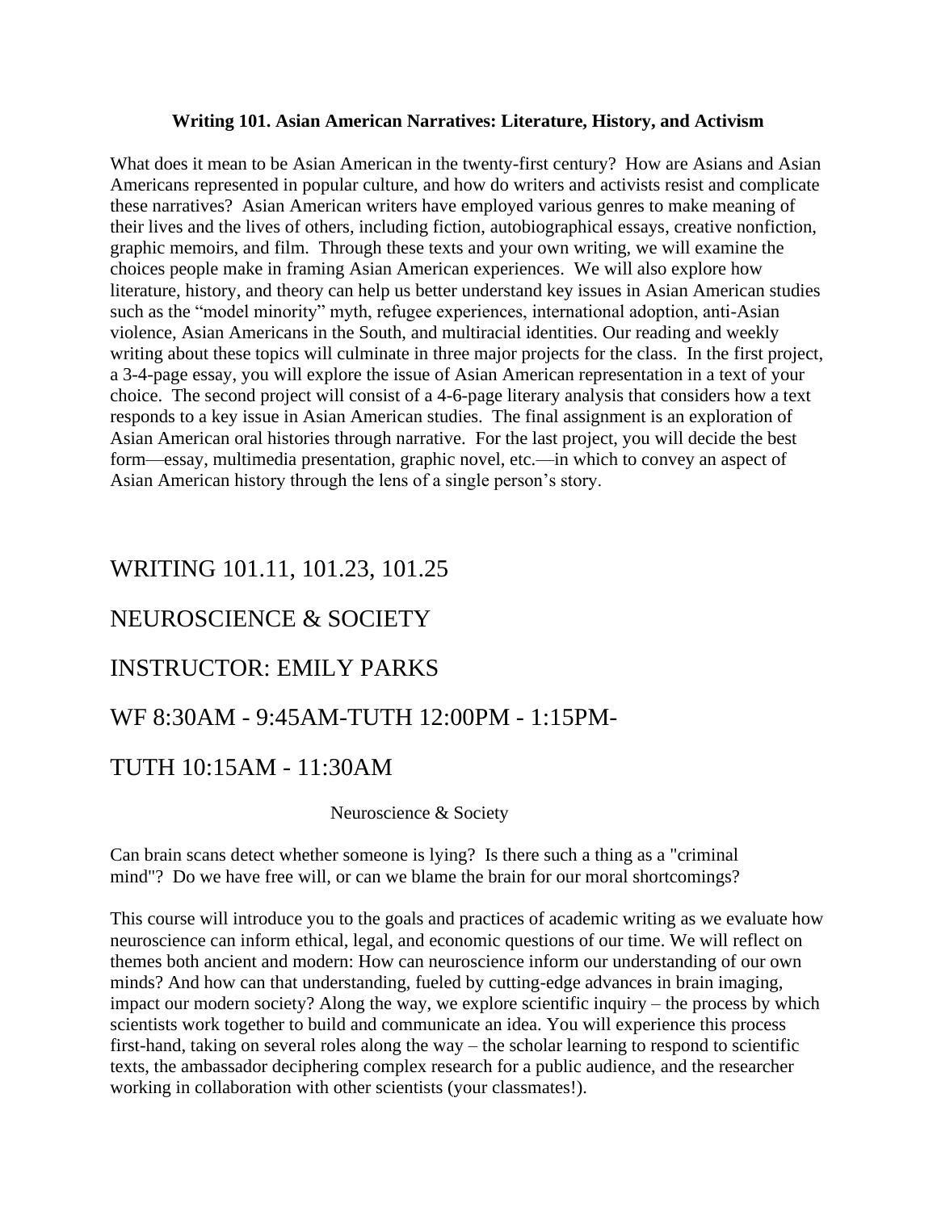**Writing 101. Asian American Narratives: Literature, History, and Activism**

What does it mean to be Asian American in the twenty-first century? How are Asians and Asian Americans represented in popular culture, and how do writers and activists resist and complicate these narratives? Asian American writers have employed various genres to make meaning of their lives and the lives of others, including fiction, autobiographical essays, creative nonfiction, graphic memoirs, and film. Through these texts and your own writing, we will examine the choices people make in framing Asian American experiences. We will also explore how literature, history, and theory can help us better understand key issues in Asian American studies such as the "model minority" myth, refugee experiences, international adoption, anti-Asian violence, Asian Americans in the South, and multiracial identities. Our reading and weekly writing about these topics will culminate in three major projects for the class. In the first project, a 3-4-page essay, you will explore the issue of Asian American representation in a text of your choice. The second project will consist of a 4-6-page literary analysis that considers how a text responds to a key issue in Asian American studies. The final assignment is an exploration of Asian American oral histories through narrative. For the last project, you will decide the best form—essay, multimedia presentation, graphic novel, etc.—in which to convey an aspect of Asian American history through the lens of a single person's story.

# WRITING 101.11, 101.23, 101.25

# NEUROSCIENCE & SOCIETY

# INSTRUCTOR: EMILY PARKS

# WF 8:30AM - 9:45AM-TUTH 12:00PM - 1:15PM-

# TUTH 10:15AM - 11:30AM

Neuroscience & Society

Can brain scans detect whether someone is lying? Is there such a thing as a "criminal mind"? Do we have free will, or can we blame the brain for our moral shortcomings?

This course will introduce you to the goals and practices of academic writing as we evaluate how neuroscience can inform ethical, legal, and economic questions of our time. We will reflect on themes both ancient and modern: How can neuroscience inform our understanding of our own minds? And how can that understanding, fueled by cutting-edge advances in brain imaging, impact our modern society? Along the way, we explore scientific inquiry – the process by which scientists work together to build and communicate an idea. You will experience this process first-hand, taking on several roles along the way – the scholar learning to respond to scientific texts, the ambassador deciphering complex research for a public audience, and the researcher working in collaboration with other scientists (your classmates!).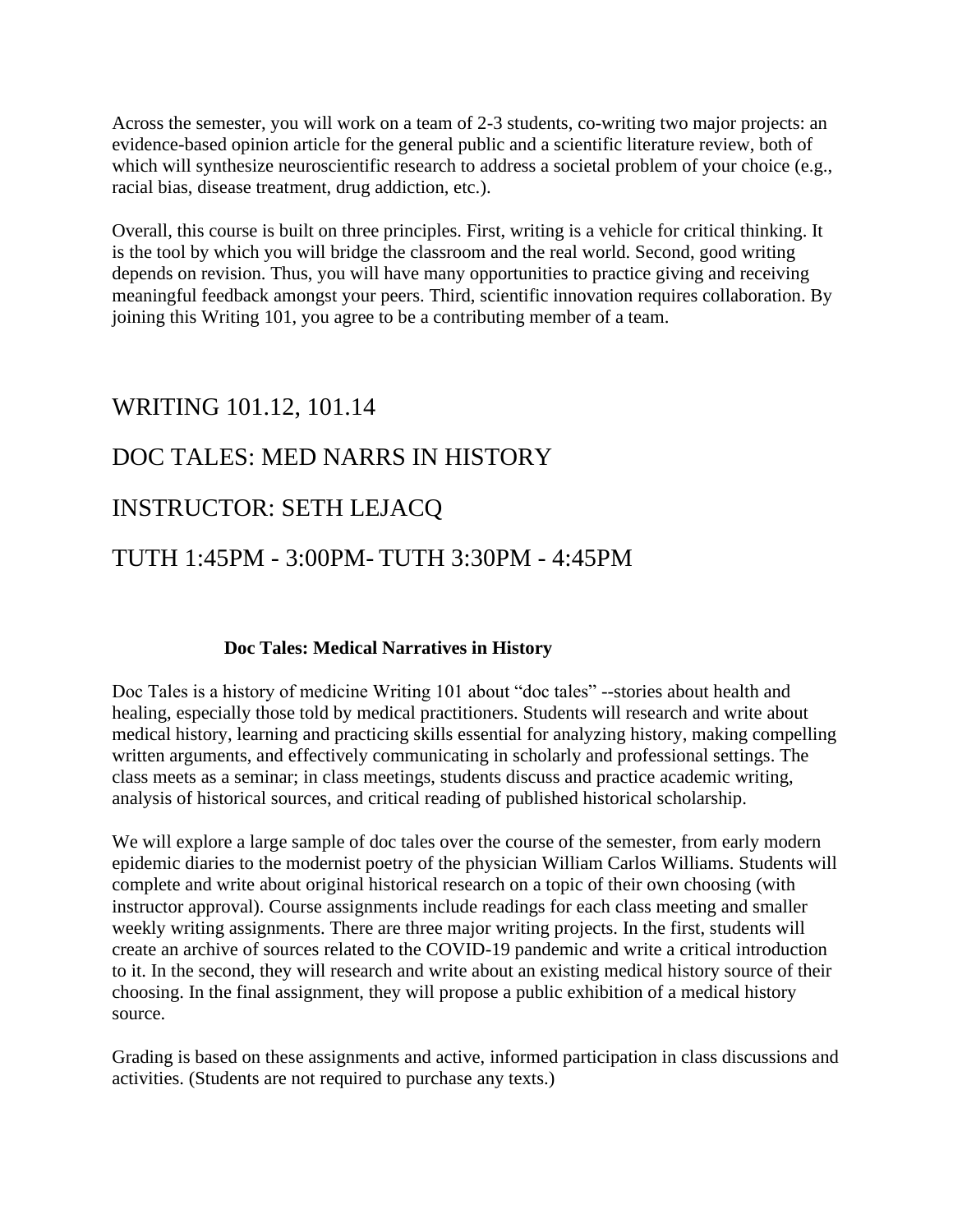Across the semester, you will work on a team of 2-3 students, co-writing two major projects: an evidence-based opinion article for the general public and a scientific literature review, both of which will synthesize neuroscientific research to address a societal problem of your choice (e.g., racial bias, disease treatment, drug addiction, etc.).

Overall, this course is built on three principles. First, writing is a vehicle for critical thinking. It is the tool by which you will bridge the classroom and the real world. Second, good writing depends on revision. Thus, you will have many opportunities to practice giving and receiving meaningful feedback amongst your peers. Third, scientific innovation requires collaboration. By joining this Writing 101, you agree to be a contributing member of a team.

## WRITING 101.12, 101.14

## DOC TALES: MED NARRS IN HISTORY

## INSTRUCTOR: SETH LEJACQ

## TUTH 1:45PM - 3:00PM- TUTH 3:30PM - 4:45PM

**Doc Tales: Medical Narratives in History**

Doc Tales is a history of medicine Writing 101 about "doc tales" --stories about health and healing, especially those told by medical practitioners. Students will research and write about medical history, learning and practicing skills essential for analyzing history, making compelling written arguments, and effectively communicating in scholarly and professional settings. The class meets as a seminar; in class meetings, students discuss and practice academic writing, analysis of historical sources, and critical reading of published historical scholarship.

We will explore a large sample of doc tales over the course of the semester, from early modern epidemic diaries to the modernist poetry of the physician William Carlos Williams. Students will complete and write about original historical research on a topic of their own choosing (with instructor approval). Course assignments include readings for each class meeting and smaller weekly writing assignments. There are three major writing projects. In the first, students will create an archive of sources related to the COVID-19 pandemic and write a critical introduction to it. In the second, they will research and write about an existing medical history source of their choosing. In the final assignment, they will propose a public exhibition of a medical history source.

Grading is based on these assignments and active, informed participation in class discussions and activities. (Students are not required to purchase any texts.)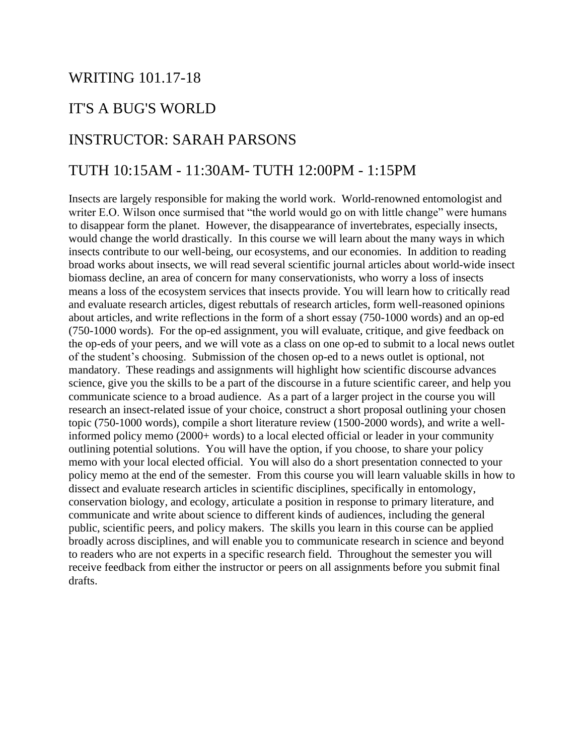# WRITING 101.17-18

# IT'S A BUG'S WORLD

# INSTRUCTOR: SARAH PARSONS

# TUTH 10:15AM - 11:30AM- TUTH 12:00PM - 1:15PM

Insects are largely responsible for making the world work. World-renowned entomologist and writer E.O. Wilson once surmised that "the world would go on with little change" were humans to disappear form the planet. However, the disappearance of invertebrates, especially insects, would change the world drastically. In this course we will learn about the many ways in which insects contribute to our well-being, our ecosystems, and our economies. In addition to reading broad works about insects, we will read several scientific journal articles about world-wide insect biomass decline, an area of concern for many conservationists, who worry a loss of insects means a loss of the ecosystem services that insects provide. You will learn how to critically read and evaluate research articles, digest rebuttals of research articles, form well-reasoned opinions about articles, and write reflections in the form of a short essay (750-1000 words) and an op-ed (750-1000 words). For the op-ed assignment, you will evaluate, critique, and give feedback on the op-eds of your peers, and we will vote as a class on one op-ed to submit to a local news outlet of the student's choosing. Submission of the chosen op-ed to a news outlet is optional, not mandatory. These readings and assignments will highlight how scientific discourse advances science, give you the skills to be a part of the discourse in a future scientific career, and help you communicate science to a broad audience. As a part of a larger project in the course you will research an insect-related issue of your choice, construct a short proposal outlining your chosen topic (750-1000 words), compile a short literature review (1500-2000 words), and write a well-informed policy memo (2000+ words) to a local elected official or leader in your community outlining potential solutions. You will have the option, if you choose, to share your policy memo with your local elected official. You will also do a short presentation connected to your policy memo at the end of the semester. From this course you will learn valuable skills in how to dissect and evaluate research articles in scientific disciplines, specifically in entomology, conservation biology, and ecology, articulate a position in response to primary literature, and communicate and write about science to different kinds of audiences, including the general public, scientific peers, and policy makers. The skills you learn in this course can be applied broadly across disciplines, and will enable you to communicate research in science and beyond to readers who are not experts in a specific research field. Throughout the semester you will receive feedback from either the instructor or peers on all assignments before you submit final drafts.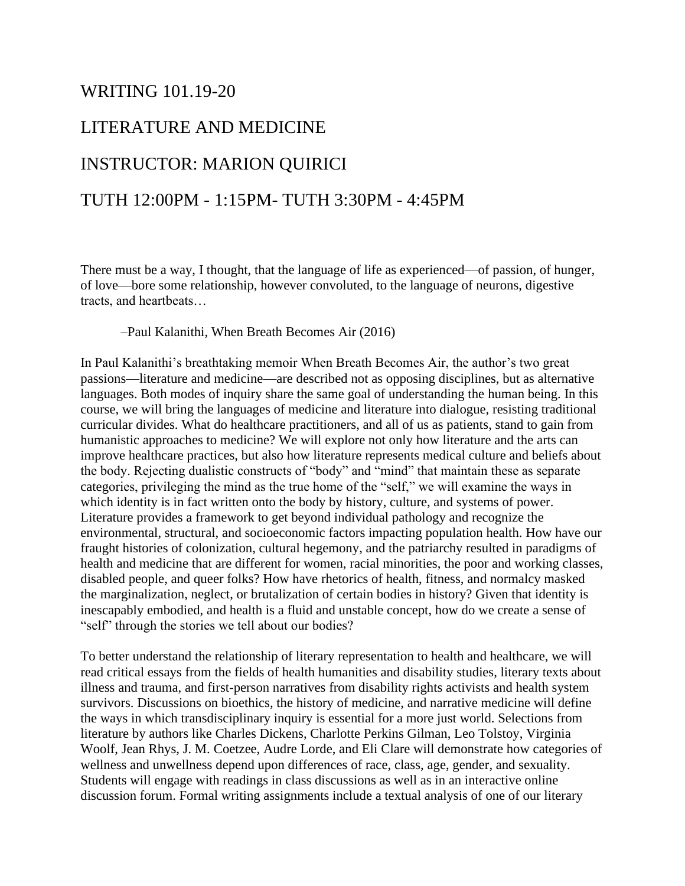# WRITING 101.19-20

# LITERATURE AND MEDICINE

# INSTRUCTOR: MARION QUIRICI

# TUTH 12:00PM - 1:15PM- TUTH 3:30PM - 4:45PM

There must be a way, I thought, that the language of life as experienced—of passion, of hunger, of love—bore some relationship, however convoluted, to the language of neurons, digestive tracts, and heartbeats…

–Paul Kalanithi, When Breath Becomes Air (2016)

In Paul Kalanithi's breathtaking memoir When Breath Becomes Air, the author's two great passions—literature and medicine—are described not as opposing disciplines, but as alternative languages. Both modes of inquiry share the same goal of understanding the human being. In this course, we will bring the languages of medicine and literature into dialogue, resisting traditional curricular divides. What do healthcare practitioners, and all of us as patients, stand to gain from humanistic approaches to medicine? We will explore not only how literature and the arts can improve healthcare practices, but also how literature represents medical culture and beliefs about the body. Rejecting dualistic constructs of "body" and "mind" that maintain these as separate categories, privileging the mind as the true home of the "self," we will examine the ways in which identity is in fact written onto the body by history, culture, and systems of power. Literature provides a framework to get beyond individual pathology and recognize the environmental, structural, and socioeconomic factors impacting population health. How have our fraught histories of colonization, cultural hegemony, and the patriarchy resulted in paradigms of health and medicine that are different for women, racial minorities, the poor and working classes, disabled people, and queer folks? How have rhetorics of health, fitness, and normalcy masked the marginalization, neglect, or brutalization of certain bodies in history? Given that identity is inescapably embodied, and health is a fluid and unstable concept, how do we create a sense of "self" through the stories we tell about our bodies?

To better understand the relationship of literary representation to health and healthcare, we will read critical essays from the fields of health humanities and disability studies, literary texts about illness and trauma, and first-person narratives from disability rights activists and health system survivors. Discussions on bioethics, the history of medicine, and narrative medicine will define the ways in which transdisciplinary inquiry is essential for a more just world. Selections from literature by authors like Charles Dickens, Charlotte Perkins Gilman, Leo Tolstoy, Virginia Woolf, Jean Rhys, J. M. Coetzee, Audre Lorde, and Eli Clare will demonstrate how categories of wellness and unwellness depend upon differences of race, class, age, gender, and sexuality. Students will engage with readings in class discussions as well as in an interactive online discussion forum. Formal writing assignments include a textual analysis of one of our literary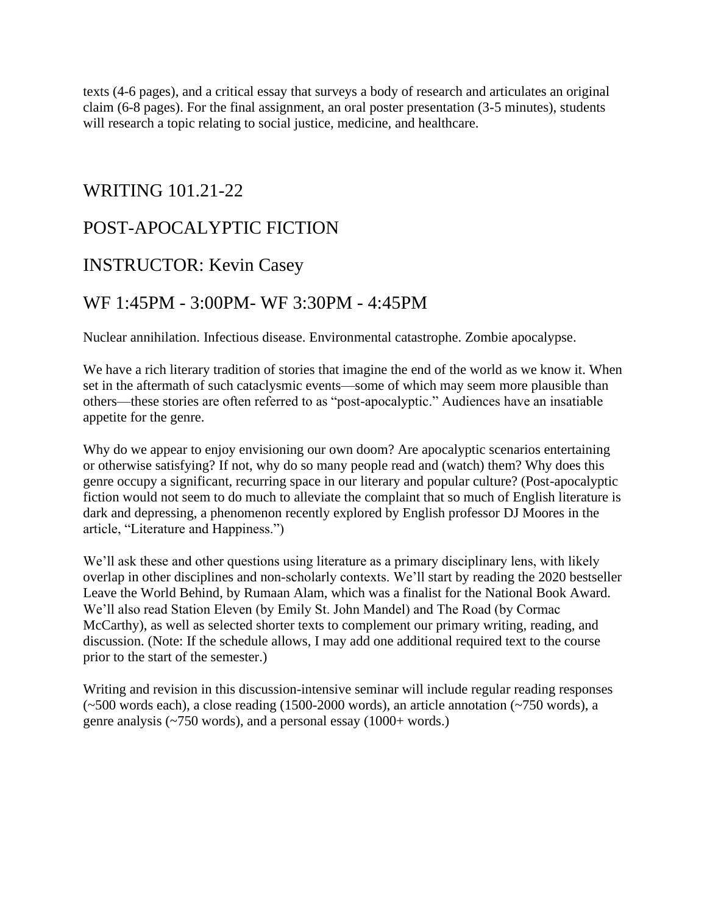texts (4-6 pages), and a critical essay that surveys a body of research and articulates an original claim (6-8 pages). For the final assignment, an oral poster presentation (3-5 minutes), students will research a topic relating to social justice, medicine, and healthcare.

## WRITING 101.21-22

## POST-APOCALYPTIC FICTION

## INSTRUCTOR: Kevin Casey

## WF 1:45PM - 3:00PM- WF 3:30PM - 4:45PM

Nuclear annihilation. Infectious disease. Environmental catastrophe. Zombie apocalypse.

We have a rich literary tradition of stories that imagine the end of the world as we know it. When set in the aftermath of such cataclysmic events—some of which may seem more plausible than others—these stories are often referred to as "post-apocalyptic." Audiences have an insatiable appetite for the genre.

Why do we appear to enjoy envisioning our own doom? Are apocalyptic scenarios entertaining or otherwise satisfying? If not, why do so many people read and (watch) them? Why does this genre occupy a significant, recurring space in our literary and popular culture? (Post-apocalyptic fiction would not seem to do much to alleviate the complaint that so much of English literature is dark and depressing, a phenomenon recently explored by English professor DJ Moores in the article, "Literature and Happiness.")

We'll ask these and other questions using literature as a primary disciplinary lens, with likely overlap in other disciplines and non-scholarly contexts. We'll start by reading the 2020 bestseller Leave the World Behind, by Rumaan Alam, which was a finalist for the National Book Award. We'll also read Station Eleven (by Emily St. John Mandel) and The Road (by Cormac McCarthy), as well as selected shorter texts to complement our primary writing, reading, and discussion. (Note: If the schedule allows, I may add one additional required text to the course prior to the start of the semester.)

Writing and revision in this discussion-intensive seminar will include regular reading responses (~500 words each), a close reading (1500-2000 words), an article annotation (~750 words), a genre analysis (~750 words), and a personal essay (1000+ words.)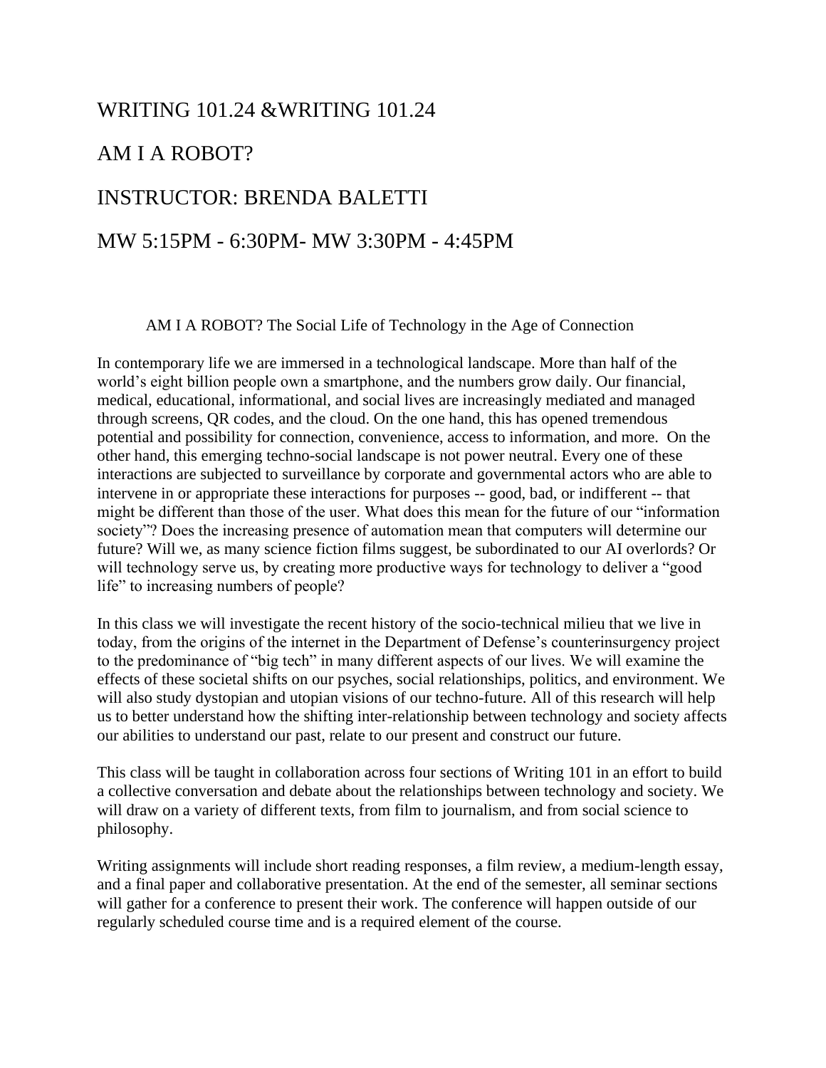# WRITING 101.24 &WRITING 101.24

# AM I A ROBOT?

# INSTRUCTOR: BRENDA BALETTI

# MW 5:15PM - 6:30PM- MW 3:30PM - 4:45PM

AM I A ROBOT? The Social Life of Technology in the Age of Connection

In contemporary life we are immersed in a technological landscape. More than half of the world's eight billion people own a smartphone, and the numbers grow daily. Our financial, medical, educational, informational, and social lives are increasingly mediated and managed through screens, QR codes, and the cloud. On the one hand, this has opened tremendous potential and possibility for connection, convenience, access to information, and more. On the other hand, this emerging techno-social landscape is not power neutral. Every one of these interactions are subjected to surveillance by corporate and governmental actors who are able to intervene in or appropriate these interactions for purposes -- good, bad, or indifferent -- that might be different than those of the user. What does this mean for the future of our "information society"? Does the increasing presence of automation mean that computers will determine our future? Will we, as many science fiction films suggest, be subordinated to our AI overlords? Or will technology serve us, by creating more productive ways for technology to deliver a "good life" to increasing numbers of people?

In this class we will investigate the recent history of the socio-technical milieu that we live in today, from the origins of the internet in the Department of Defense's counterinsurgency project to the predominance of "big tech" in many different aspects of our lives. We will examine the effects of these societal shifts on our psyches, social relationships, politics, and environment. We will also study dystopian and utopian visions of our techno-future. All of this research will help us to better understand how the shifting inter-relationship between technology and society affects our abilities to understand our past, relate to our present and construct our future.

This class will be taught in collaboration across four sections of Writing 101 in an effort to build a collective conversation and debate about the relationships between technology and society. We will draw on a variety of different texts, from film to journalism, and from social science to philosophy.

Writing assignments will include short reading responses, a film review, a medium-length essay, and a final paper and collaborative presentation. At the end of the semester, all seminar sections will gather for a conference to present their work. The conference will happen outside of our regularly scheduled course time and is a required element of the course.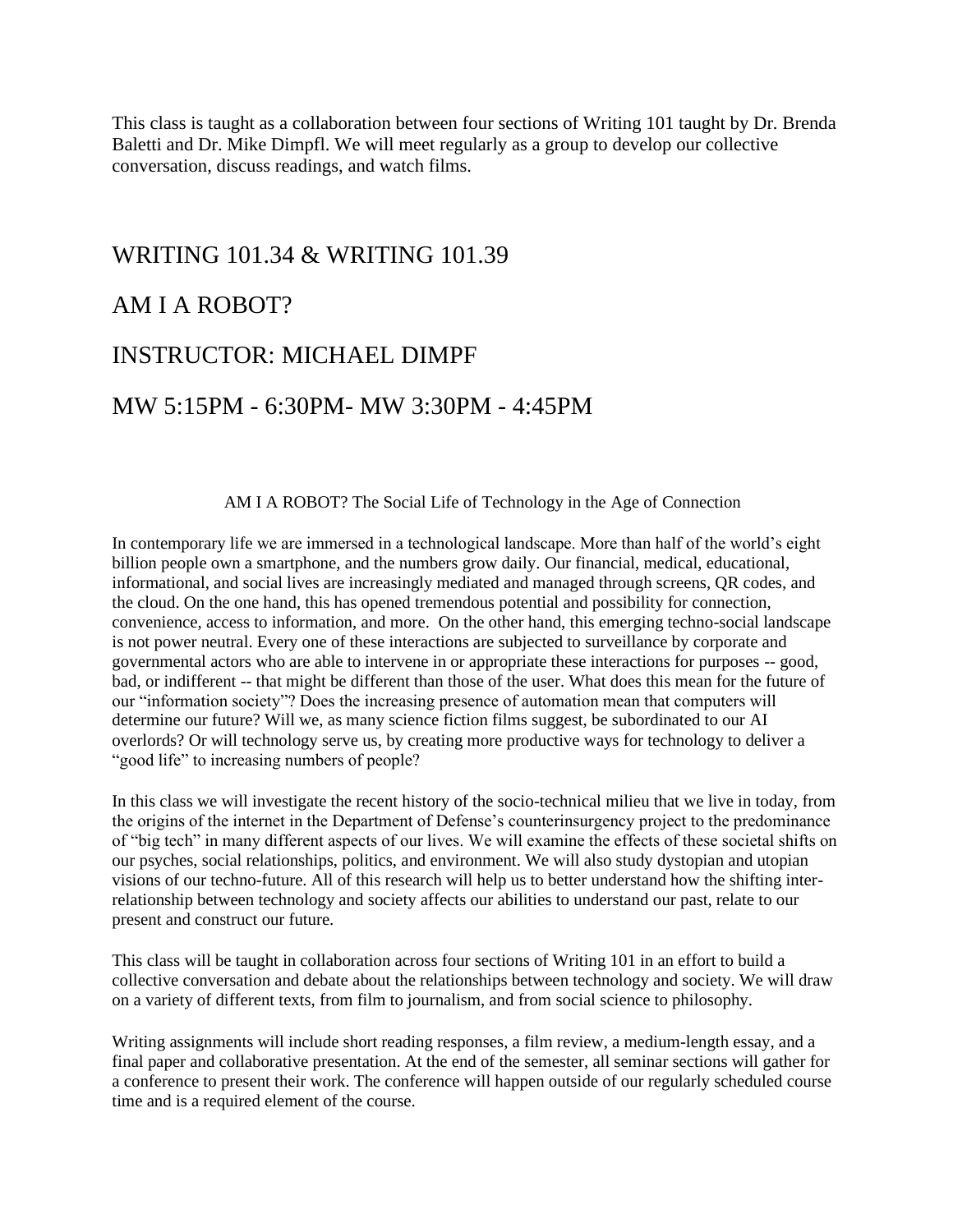This class is taught as a collaboration between four sections of Writing 101 taught by Dr. Brenda Baletti and Dr. Mike Dimpfl. We will meet regularly as a group to develop our collective conversation, discuss readings, and watch films.

## WRITING 101.34 & WRITING 101.39

## AM I A ROBOT?

## INSTRUCTOR: MICHAEL DIMPF

## MW 5:15PM - 6:30PM- MW 3:30PM - 4:45PM

AM I A ROBOT? The Social Life of Technology in the Age of Connection

In contemporary life we are immersed in a technological landscape. More than half of the world's eight billion people own a smartphone, and the numbers grow daily. Our financial, medical, educational, informational, and social lives are increasingly mediated and managed through screens, QR codes, and the cloud. On the one hand, this has opened tremendous potential and possibility for connection, convenience, access to information, and more.  On the other hand, this emerging techno-social landscape is not power neutral. Every one of these interactions are subjected to surveillance by corporate and governmental actors who are able to intervene in or appropriate these interactions for purposes -- good, bad, or indifferent -- that might be different than those of the user. What does this mean for the future of our "information society"? Does the increasing presence of automation mean that computers will determine our future? Will we, as many science fiction films suggest, be subordinated to our AI overlords? Or will technology serve us, by creating more productive ways for technology to deliver a "good life" to increasing numbers of people?

In this class we will investigate the recent history of the socio-technical milieu that we live in today, from the origins of the internet in the Department of Defense's counterinsurgency project to the predominance of "big tech" in many different aspects of our lives. We will examine the effects of these societal shifts on our psyches, social relationships, politics, and environment. We will also study dystopian and utopian visions of our techno-future. All of this research will help us to better understand how the shifting inter-relationship between technology and society affects our abilities to understand our past, relate to our present and construct our future.

This class will be taught in collaboration across four sections of Writing 101 in an effort to build a collective conversation and debate about the relationships between technology and society. We will draw on a variety of different texts, from film to journalism, and from social science to philosophy.

Writing assignments will include short reading responses, a film review, a medium-length essay, and a final paper and collaborative presentation. At the end of the semester, all seminar sections will gather for a conference to present their work. The conference will happen outside of our regularly scheduled course time and is a required element of the course.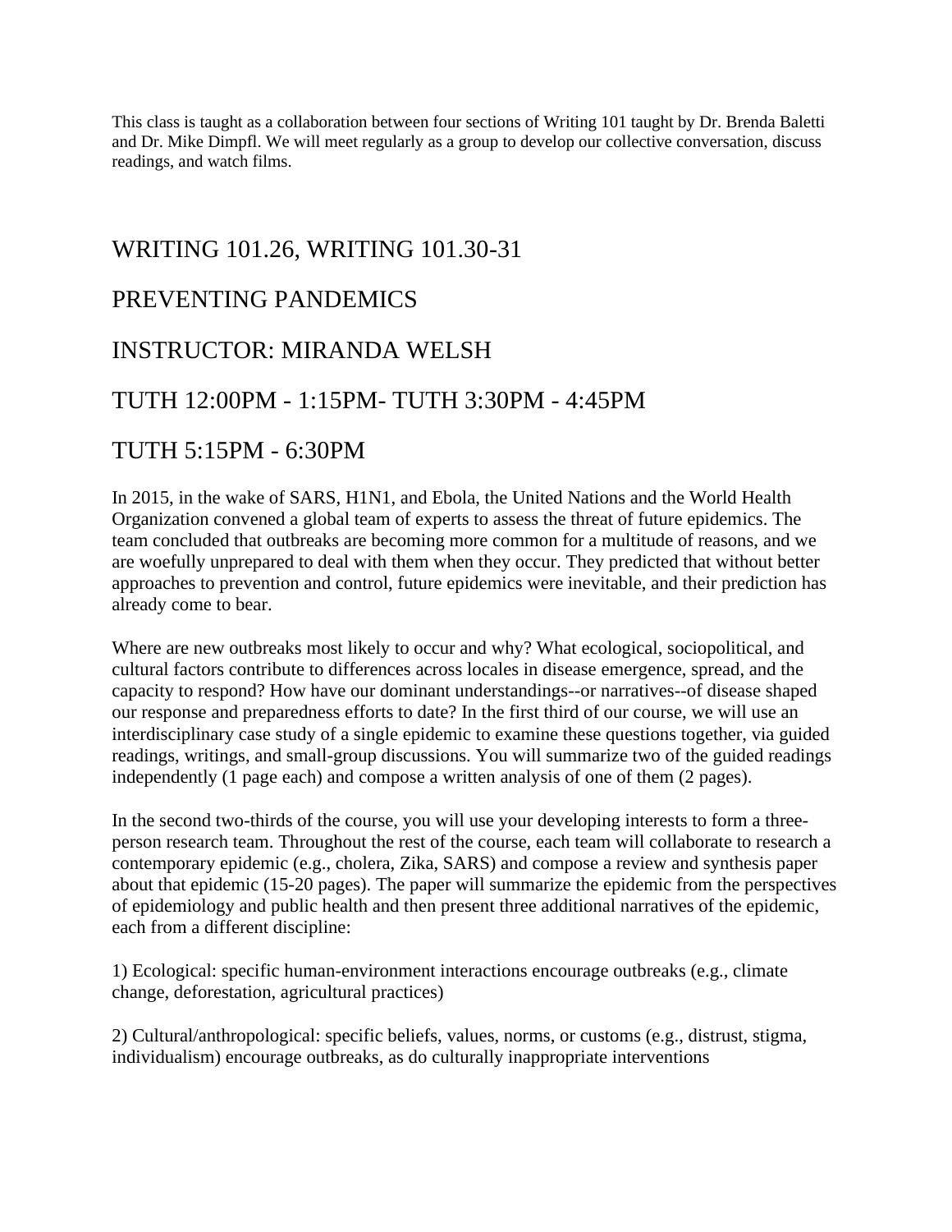This class is taught as a collaboration between four sections of Writing 101 taught by Dr. Brenda Baletti and Dr. Mike Dimpfl. We will meet regularly as a group to develop our collective conversation, discuss readings, and watch films.

## WRITING 101.26, WRITING 101.30-31

## PREVENTING PANDEMICS

## INSTRUCTOR: MIRANDA WELSH

## TUTH 12:00PM - 1:15PM- TUTH 3:30PM - 4:45PM

## TUTH 5:15PM - 6:30PM

In 2015, in the wake of SARS, H1N1, and Ebola, the United Nations and the World Health Organization convened a global team of experts to assess the threat of future epidemics. The team concluded that outbreaks are becoming more common for a multitude of reasons, and we are woefully unprepared to deal with them when they occur. They predicted that without better approaches to prevention and control, future epidemics were inevitable, and their prediction has already come to bear.

Where are new outbreaks most likely to occur and why? What ecological, sociopolitical, and cultural factors contribute to differences across locales in disease emergence, spread, and the capacity to respond? How have our dominant understandings--or narratives--of disease shaped our response and preparedness efforts to date? In the first third of our course, we will use an interdisciplinary case study of a single epidemic to examine these questions together, via guided readings, writings, and small-group discussions. You will summarize two of the guided readings independently (1 page each) and compose a written analysis of one of them (2 pages).

In the second two-thirds of the course, you will use your developing interests to form a three-person research team. Throughout the rest of the course, each team will collaborate to research a contemporary epidemic (e.g., cholera, Zika, SARS) and compose a review and synthesis paper about that epidemic (15-20 pages). The paper will summarize the epidemic from the perspectives of epidemiology and public health and then present three additional narratives of the epidemic, each from a different discipline:

1) Ecological: specific human-environment interactions encourage outbreaks (e.g., climate change, deforestation, agricultural practices)

2) Cultural/anthropological: specific beliefs, values, norms, or customs (e.g., distrust, stigma, individualism) encourage outbreaks, as do culturally inappropriate interventions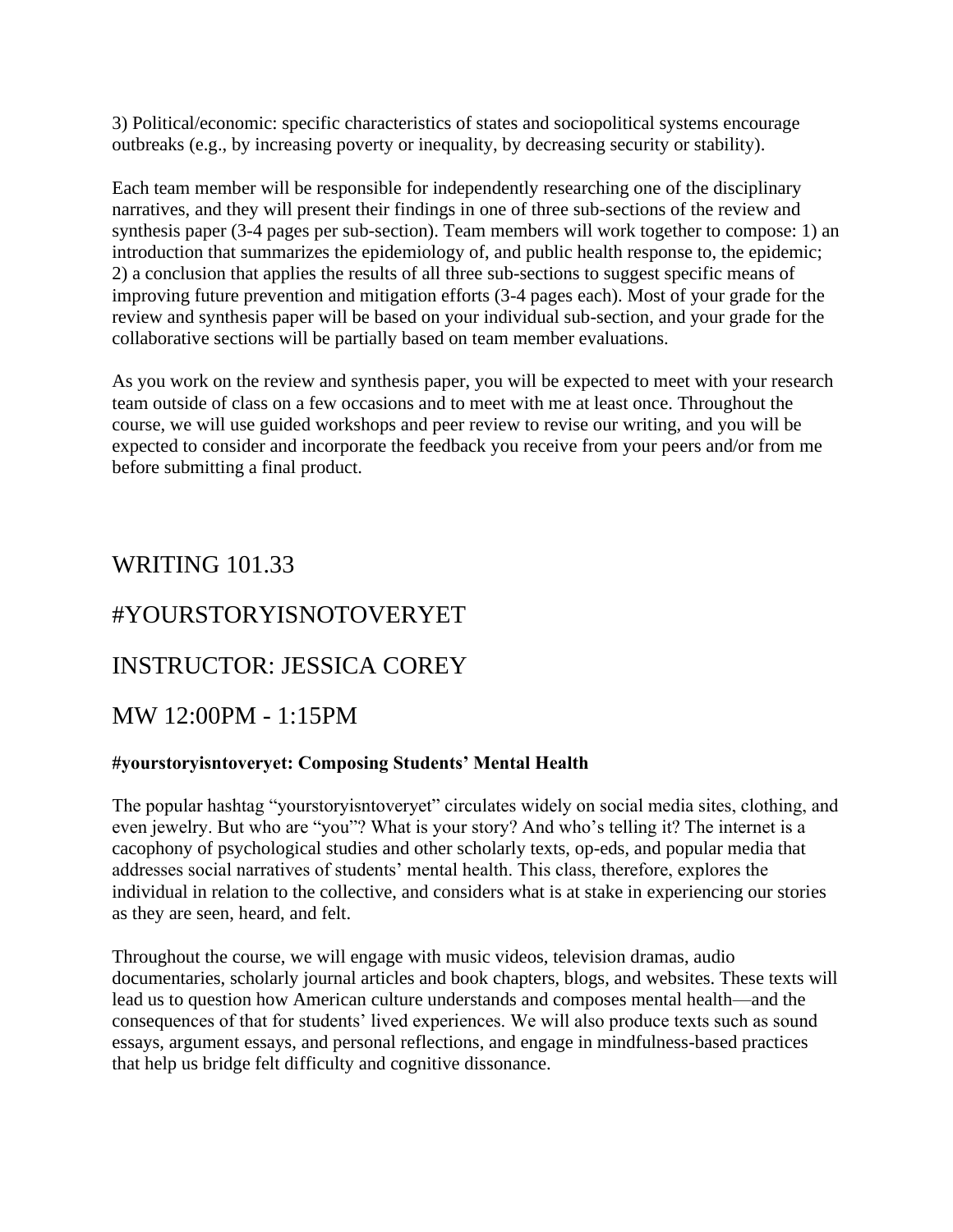3) Political/economic: specific characteristics of states and sociopolitical systems encourage outbreaks (e.g., by increasing poverty or inequality, by decreasing security or stability).

Each team member will be responsible for independently researching one of the disciplinary narratives, and they will present their findings in one of three sub-sections of the review and synthesis paper (3-4 pages per sub-section). Team members will work together to compose: 1) an introduction that summarizes the epidemiology of, and public health response to, the epidemic; 2) a conclusion that applies the results of all three sub-sections to suggest specific means of improving future prevention and mitigation efforts (3-4 pages each). Most of your grade for the review and synthesis paper will be based on your individual sub-section, and your grade for the collaborative sections will be partially based on team member evaluations.

As you work on the review and synthesis paper, you will be expected to meet with your research team outside of class on a few occasions and to meet with me at least once. Throughout the course, we will use guided workshops and peer review to revise our writing, and you will be expected to consider and incorporate the feedback you receive from your peers and/or from me before submitting a final product.

## WRITING 101.33

## #YOURSTORYISNOTOVERYET

## INSTRUCTOR: JESSICA COREY

## MW 12:00PM - 1:15PM

**#yourstoryisntoveryet: Composing Students' Mental Health**

The popular hashtag "yourstoryisntoveryet" circulates widely on social media sites, clothing, and even jewelry. But who are "you"? What is your story? And who's telling it? The internet is a cacophony of psychological studies and other scholarly texts, op-eds, and popular media that addresses social narratives of students' mental health. This class, therefore, explores the individual in relation to the collective, and considers what is at stake in experiencing our stories as they are seen, heard, and felt.

Throughout the course, we will engage with music videos, television dramas, audio documentaries, scholarly journal articles and book chapters, blogs, and websites. These texts will lead us to question how American culture understands and composes mental health—and the consequences of that for students' lived experiences. We will also produce texts such as sound essays, argument essays, and personal reflections, and engage in mindfulness-based practices that help us bridge felt difficulty and cognitive dissonance.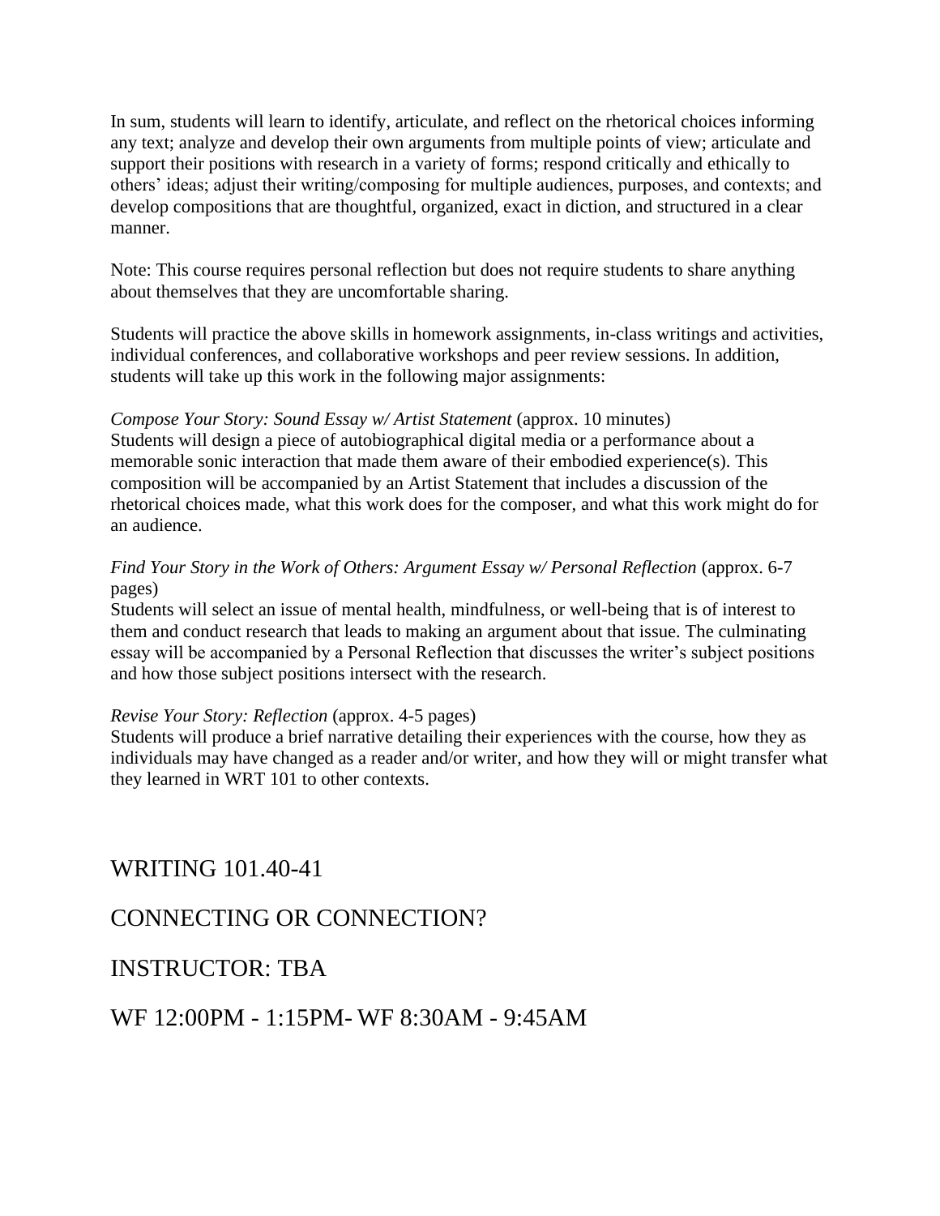In sum, students will learn to identify, articulate, and reflect on the rhetorical choices informing any text; analyze and develop their own arguments from multiple points of view; articulate and support their positions with research in a variety of forms; respond critically and ethically to others' ideas; adjust their writing/composing for multiple audiences, purposes, and contexts; and develop compositions that are thoughtful, organized, exact in diction, and structured in a clear manner.

Note: This course requires personal reflection but does not require students to share anything about themselves that they are uncomfortable sharing.

Students will practice the above skills in homework assignments, in-class writings and activities, individual conferences, and collaborative workshops and peer review sessions. In addition, students will take up this work in the following major assignments:

*Compose Your Story: Sound Essay w/ Artist Statement* (approx. 10 minutes)
Students will design a piece of autobiographical digital media or a performance about a memorable sonic interaction that made them aware of their embodied experience(s). This composition will be accompanied by an Artist Statement that includes a discussion of the rhetorical choices made, what this work does for the composer, and what this work might do for an audience.

*Find Your Story in the Work of Others: Argument Essay w/ Personal Reflection* (approx. 6-7 pages)
Students will select an issue of mental health, mindfulness, or well-being that is of interest to them and conduct research that leads to making an argument about that issue. The culminating essay will be accompanied by a Personal Reflection that discusses the writer's subject positions and how those subject positions intersect with the research.

*Revise Your Story: Reflection* (approx. 4-5 pages)
Students will produce a brief narrative detailing their experiences with the course, how they as individuals may have changed as a reader and/or writer, and how they will or might transfer what they learned in WRT 101 to other contexts.

## WRITING 101.40-41

## CONNECTING OR CONNECTION?

## INSTRUCTOR: TBA

## WF 12:00PM - 1:15PM- WF 8:30AM - 9:45AM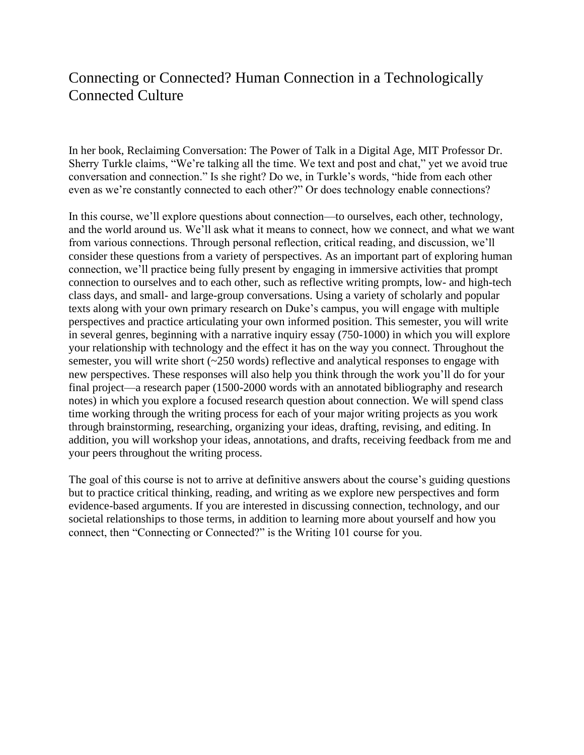# Connecting or Connected? Human Connection in a Technologically Connected Culture

In her book, Reclaiming Conversation: The Power of Talk in a Digital Age, MIT Professor Dr. Sherry Turkle claims, "We're talking all the time. We text and post and chat," yet we avoid true conversation and connection." Is she right? Do we, in Turkle's words, "hide from each other even as we're constantly connected to each other?" Or does technology enable connections?

In this course, we'll explore questions about connection—to ourselves, each other, technology, and the world around us. We'll ask what it means to connect, how we connect, and what we want from various connections. Through personal reflection, critical reading, and discussion, we'll consider these questions from a variety of perspectives. As an important part of exploring human connection, we'll practice being fully present by engaging in immersive activities that prompt connection to ourselves and to each other, such as reflective writing prompts, low- and high-tech class days, and small- and large-group conversations. Using a variety of scholarly and popular texts along with your own primary research on Duke's campus, you will engage with multiple perspectives and practice articulating your own informed position. This semester, you will write in several genres, beginning with a narrative inquiry essay (750-1000) in which you will explore your relationship with technology and the effect it has on the way you connect. Throughout the semester, you will write short (~250 words) reflective and analytical responses to engage with new perspectives. These responses will also help you think through the work you'll do for your final project—a research paper (1500-2000 words with an annotated bibliography and research notes) in which you explore a focused research question about connection. We will spend class time working through the writing process for each of your major writing projects as you work through brainstorming, researching, organizing your ideas, drafting, revising, and editing. In addition, you will workshop your ideas, annotations, and drafts, receiving feedback from me and your peers throughout the writing process.

The goal of this course is not to arrive at definitive answers about the course's guiding questions but to practice critical thinking, reading, and writing as we explore new perspectives and form evidence-based arguments. If you are interested in discussing connection, technology, and our societal relationships to those terms, in addition to learning more about yourself and how you connect, then "Connecting or Connected?" is the Writing 101 course for you.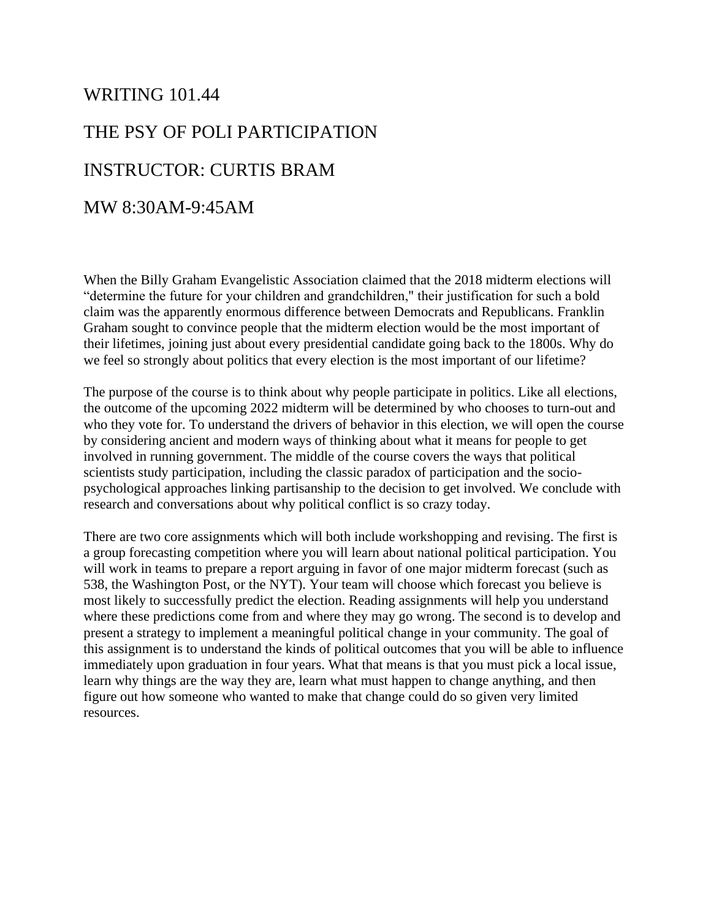# WRITING 101.44

# THE PSY OF POLI PARTICIPATION

# INSTRUCTOR: CURTIS BRAM

# MW 8:30AM-9:45AM

When the Billy Graham Evangelistic Association claimed that the 2018 midterm elections will "determine the future for your children and grandchildren," their justification for such a bold claim was the apparently enormous difference between Democrats and Republicans. Franklin Graham sought to convince people that the midterm election would be the most important of their lifetimes, joining just about every presidential candidate going back to the 1800s. Why do we feel so strongly about politics that every election is the most important of our lifetime?

The purpose of the course is to think about why people participate in politics. Like all elections, the outcome of the upcoming 2022 midterm will be determined by who chooses to turn-out and who they vote for. To understand the drivers of behavior in this election, we will open the course by considering ancient and modern ways of thinking about what it means for people to get involved in running government. The middle of the course covers the ways that political scientists study participation, including the classic paradox of participation and the socio-psychological approaches linking partisanship to the decision to get involved. We conclude with research and conversations about why political conflict is so crazy today.

There are two core assignments which will both include workshopping and revising. The first is a group forecasting competition where you will learn about national political participation. You will work in teams to prepare a report arguing in favor of one major midterm forecast (such as 538, the Washington Post, or the NYT). Your team will choose which forecast you believe is most likely to successfully predict the election. Reading assignments will help you understand where these predictions come from and where they may go wrong. The second is to develop and present a strategy to implement a meaningful political change in your community. The goal of this assignment is to understand the kinds of political outcomes that you will be able to influence immediately upon graduation in four years. What that means is that you must pick a local issue, learn why things are the way they are, learn what must happen to change anything, and then figure out how someone who wanted to make that change could do so given very limited resources.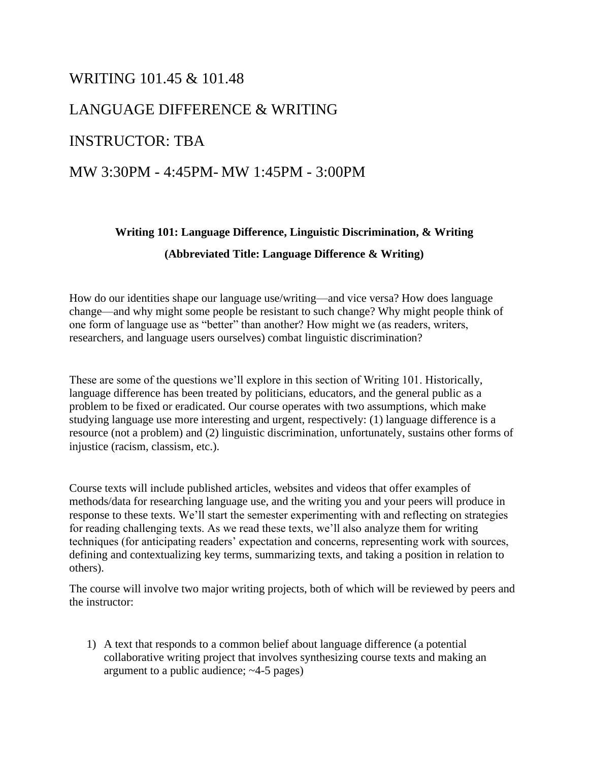WRITING 101.45 & 101.48

LANGUAGE DIFFERENCE & WRITING

INSTRUCTOR: TBA

MW 3:30PM - 4:45PM- MW 1:45PM - 3:00PM

**Writing 101: Language Difference, Linguistic Discrimination, & Writing**

**(Abbreviated Title: Language Difference & Writing)**

How do our identities shape our language use/writing—and vice versa? How does language change—and why might some people be resistant to such change? Why might people think of one form of language use as "better" than another? How might we (as readers, writers, researchers, and language users ourselves) combat linguistic discrimination?

These are some of the questions we'll explore in this section of Writing 101. Historically, language difference has been treated by politicians, educators, and the general public as a problem to be fixed or eradicated. Our course operates with two assumptions, which make studying language use more interesting and urgent, respectively: (1) language difference is a resource (not a problem) and (2) linguistic discrimination, unfortunately, sustains other forms of injustice (racism, classism, etc.).

Course texts will include published articles, websites and videos that offer examples of methods/data for researching language use, and the writing you and your peers will produce in response to these texts. We'll start the semester experimenting with and reflecting on strategies for reading challenging texts. As we read these texts, we'll also analyze them for writing techniques (for anticipating readers' expectation and concerns, representing work with sources, defining and contextualizing key terms, summarizing texts, and taking a position in relation to others).

The course will involve two major writing projects, both of which will be reviewed by peers and the instructor:

1) A text that responds to a common belief about language difference (a potential collaborative writing project that involves synthesizing course texts and making an argument to a public audience; ~4-5 pages)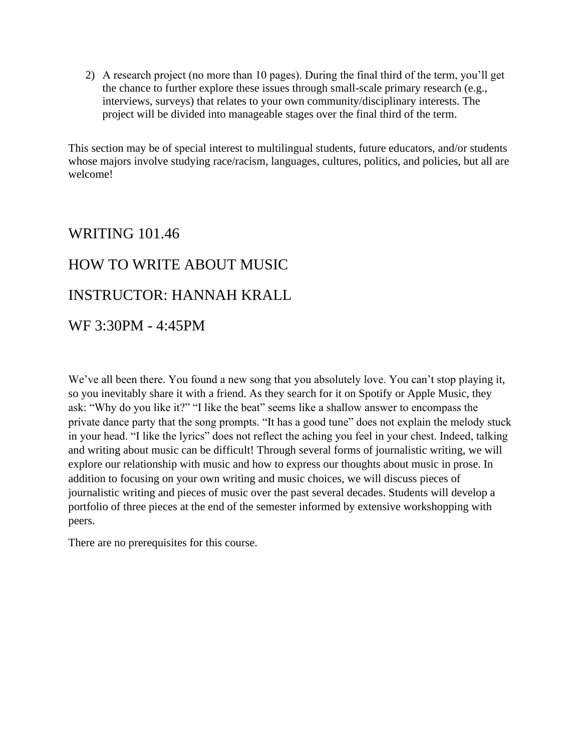2) A research project (no more than 10 pages). During the final third of the term, you'll get the chance to further explore these issues through small-scale primary research (e.g., interviews, surveys) that relates to your own community/disciplinary interests. The project will be divided into manageable stages over the final third of the term.

This section may be of special interest to multilingual students, future educators, and/or students whose majors involve studying race/racism, languages, cultures, politics, and policies, but all are welcome!

## WRITING 101.46

## HOW TO WRITE ABOUT MUSIC

## INSTRUCTOR: HANNAH KRALL

## WF 3:30PM - 4:45PM

We've all been there. You found a new song that you absolutely love. You can't stop playing it, so you inevitably share it with a friend. As they search for it on Spotify or Apple Music, they ask: "Why do you like it?" "I like the beat" seems like a shallow answer to encompass the private dance party that the song prompts. "It has a good tune" does not explain the melody stuck in your head. "I like the lyrics" does not reflect the aching you feel in your chest. Indeed, talking and writing about music can be difficult! Through several forms of journalistic writing, we will explore our relationship with music and how to express our thoughts about music in prose. In addition to focusing on your own writing and music choices, we will discuss pieces of journalistic writing and pieces of music over the past several decades. Students will develop a portfolio of three pieces at the end of the semester informed by extensive workshopping with peers.

There are no prerequisites for this course.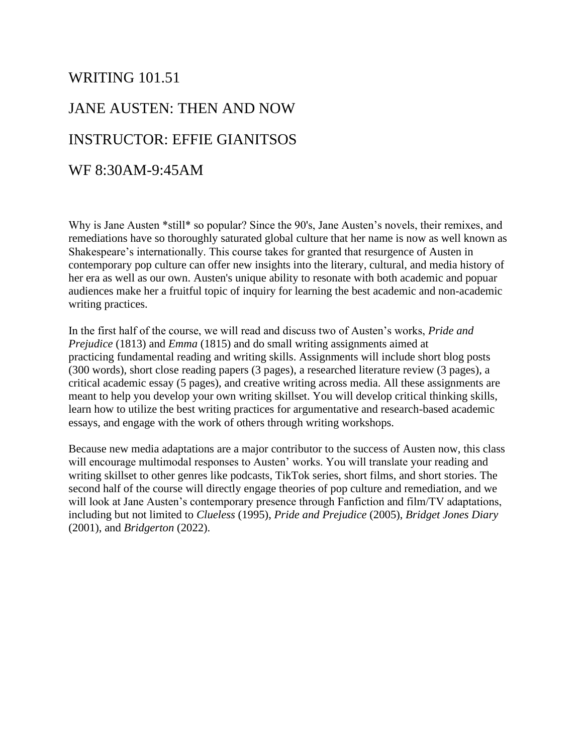# WRITING 101.51

# JANE AUSTEN: THEN AND NOW

# INSTRUCTOR: EFFIE GIANITSOS

# WF 8:30AM-9:45AM

Why is Jane Austen *still* so popular? Since the 90's, Jane Austen's novels, their remixes, and remediations have so thoroughly saturated global culture that her name is now as well known as Shakespeare's internationally. This course takes for granted that resurgence of Austen in contemporary pop culture can offer new insights into the literary, cultural, and media history of her era as well as our own. Austen's unique ability to resonate with both academic and popular audiences make her a fruitful topic of inquiry for learning the best academic and non-academic writing practices.

In the first half of the course, we will read and discuss two of Austen's works, *Pride and Prejudice* (1813) and *Emma* (1815) and do small writing assignments aimed at practicing fundamental reading and writing skills. Assignments will include short blog posts (300 words), short close reading papers (3 pages), a researched literature review (3 pages), a critical academic essay (5 pages), and creative writing across media. All these assignments are meant to help you develop your own writing skillset. You will develop critical thinking skills, learn how to utilize the best writing practices for argumentative and research-based academic essays, and engage with the work of others through writing workshops.

Because new media adaptations are a major contributor to the success of Austen now, this class will encourage multimodal responses to Austen' works. You will translate your reading and writing skillset to other genres like podcasts, TikTok series, short films, and short stories. The second half of the course will directly engage theories of pop culture and remediation, and we will look at Jane Austen's contemporary presence through Fanfiction and film/TV adaptations, including but not limited to *Clueless* (1995), *Pride and Prejudice* (2005), *Bridget Jones Diary* (2001), and *Bridgerton* (2022).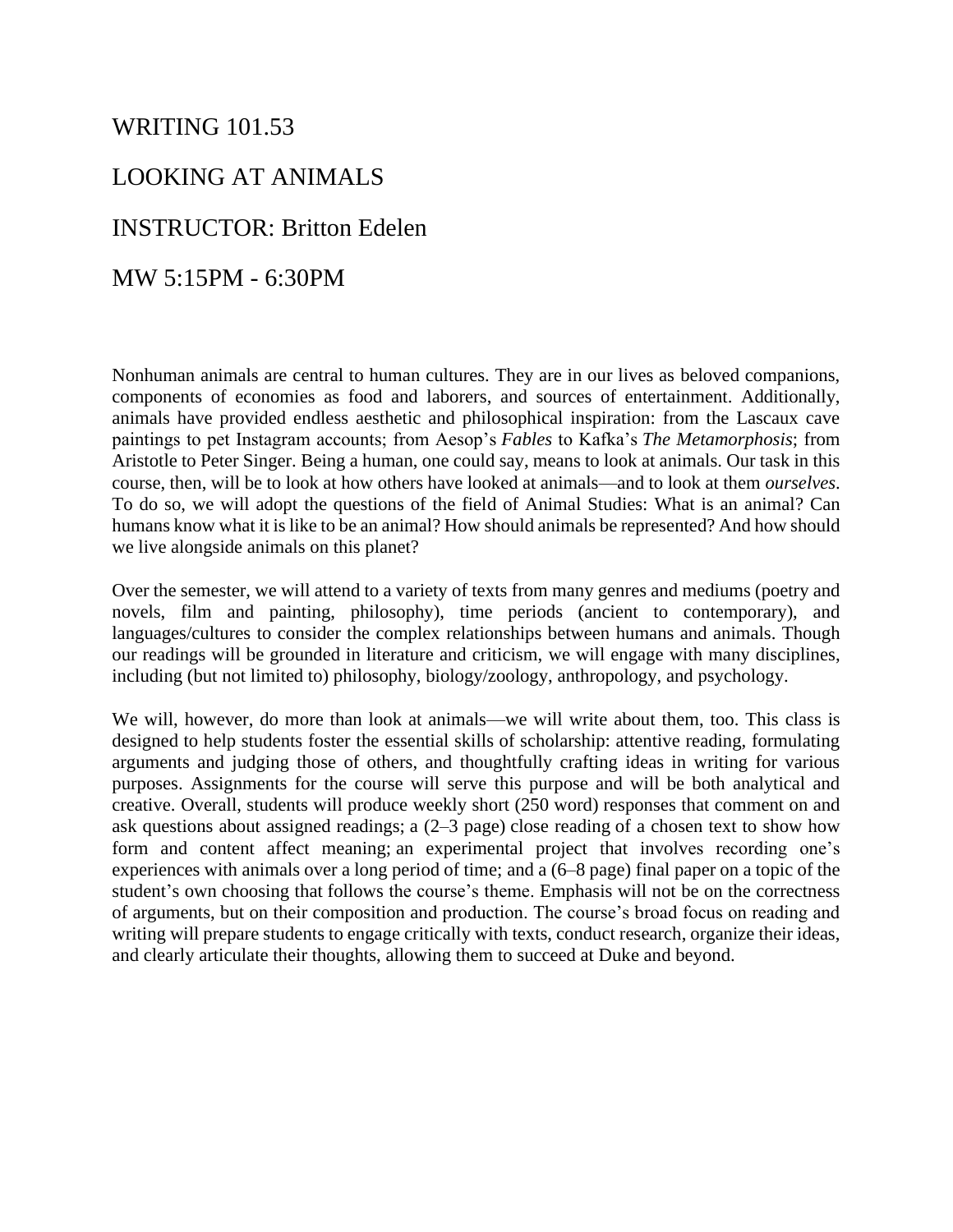# WRITING 101.53

# LOOKING AT ANIMALS

# INSTRUCTOR: Britton Edelen

# MW 5:15PM - 6:30PM

Nonhuman animals are central to human cultures. They are in our lives as beloved companions, components of economies as food and laborers, and sources of entertainment. Additionally, animals have provided endless aesthetic and philosophical inspiration: from the Lascaux cave paintings to pet Instagram accounts; from Aesop's *Fables* to Kafka's *The Metamorphosis*; from Aristotle to Peter Singer. Being a human, one could say, means to look at animals. Our task in this course, then, will be to look at how others have looked at animals—and to look at them *ourselves*. To do so, we will adopt the questions of the field of Animal Studies: What is an animal? Can humans know what it is like to be an animal? How should animals be represented? And how should we live alongside animals on this planet?

Over the semester, we will attend to a variety of texts from many genres and mediums (poetry and novels, film and painting, philosophy), time periods (ancient to contemporary), and languages/cultures to consider the complex relationships between humans and animals. Though our readings will be grounded in literature and criticism, we will engage with many disciplines, including (but not limited to) philosophy, biology/zoology, anthropology, and psychology.

We will, however, do more than look at animals—we will write about them, too. This class is designed to help students foster the essential skills of scholarship: attentive reading, formulating arguments and judging those of others, and thoughtfully crafting ideas in writing for various purposes. Assignments for the course will serve this purpose and will be both analytical and creative. Overall, students will produce weekly short (250 word) responses that comment on and ask questions about assigned readings; a (2–3 page) close reading of a chosen text to show how form and content affect meaning; an experimental project that involves recording one's experiences with animals over a long period of time; and a (6–8 page) final paper on a topic of the student's own choosing that follows the course's theme. Emphasis will not be on the correctness of arguments, but on their composition and production. The course's broad focus on reading and writing will prepare students to engage critically with texts, conduct research, organize their ideas, and clearly articulate their thoughts, allowing them to succeed at Duke and beyond.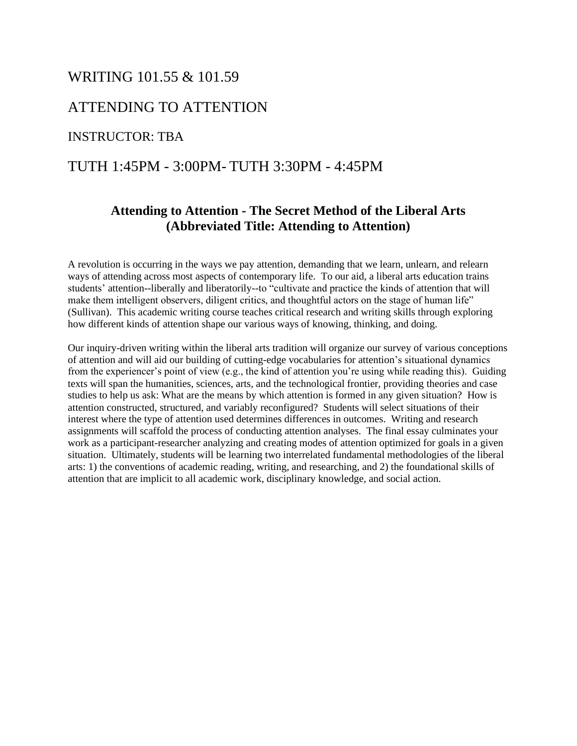WRITING 101.55 & 101.59

ATTENDING TO ATTENTION

INSTRUCTOR: TBA

TUTH 1:45PM - 3:00PM- TUTH 3:30PM - 4:45PM

## Attending to Attention - The Secret Method of the Liberal Arts (Abbreviated Title: Attending to Attention)

A revolution is occurring in the ways we pay attention, demanding that we learn, unlearn, and relearn ways of attending across most aspects of contemporary life. To our aid, a liberal arts education trains students' attention--liberally and liberatorily--to "cultivate and practice the kinds of attention that will make them intelligent observers, diligent critics, and thoughtful actors on the stage of human life" (Sullivan). This academic writing course teaches critical research and writing skills through exploring how different kinds of attention shape our various ways of knowing, thinking, and doing.

Our inquiry-driven writing within the liberal arts tradition will organize our survey of various conceptions of attention and will aid our building of cutting-edge vocabularies for attention's situational dynamics from the experiencer's point of view (e.g., the kind of attention you're using while reading this). Guiding texts will span the humanities, sciences, arts, and the technological frontier, providing theories and case studies to help us ask: What are the means by which attention is formed in any given situation? How is attention constructed, structured, and variably reconfigured? Students will select situations of their interest where the type of attention used determines differences in outcomes. Writing and research assignments will scaffold the process of conducting attention analyses. The final essay culminates your work as a participant-researcher analyzing and creating modes of attention optimized for goals in a given situation. Ultimately, students will be learning two interrelated fundamental methodologies of the liberal arts: 1) the conventions of academic reading, writing, and researching, and 2) the foundational skills of attention that are implicit to all academic work, disciplinary knowledge, and social action.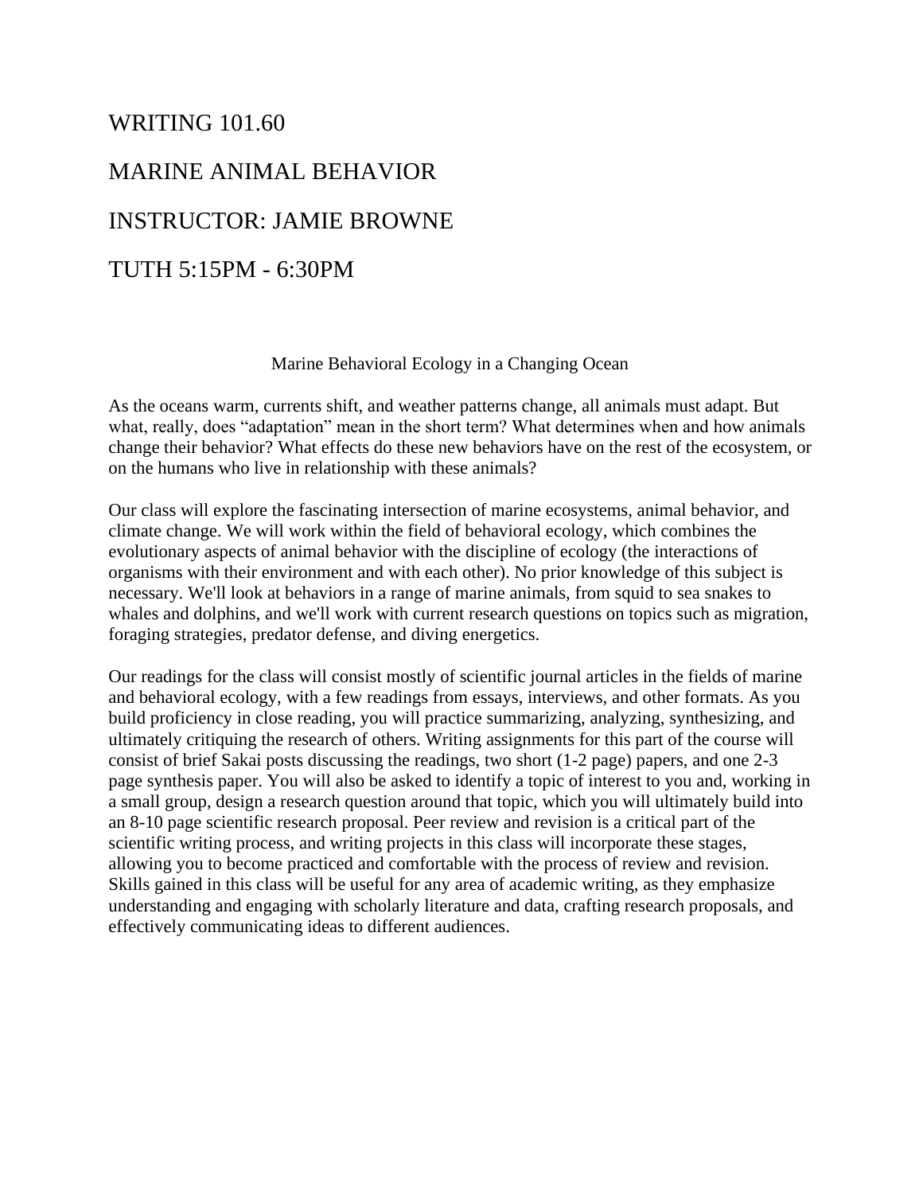WRITING 101.60

MARINE ANIMAL BEHAVIOR

INSTRUCTOR: JAMIE BROWNE

TUTH 5:15PM - 6:30PM

## Marine Behavioral Ecology in a Changing Ocean

As the oceans warm, currents shift, and weather patterns change, all animals must adapt. But what, really, does "adaptation" mean in the short term? What determines when and how animals change their behavior? What effects do these new behaviors have on the rest of the ecosystem, or on the humans who live in relationship with these animals?

Our class will explore the fascinating intersection of marine ecosystems, animal behavior, and climate change. We will work within the field of behavioral ecology, which combines the evolutionary aspects of animal behavior with the discipline of ecology (the interactions of organisms with their environment and with each other). No prior knowledge of this subject is necessary. We'll look at behaviors in a range of marine animals, from squid to sea snakes to whales and dolphins, and we'll work with current research questions on topics such as migration, foraging strategies, predator defense, and diving energetics.

Our readings for the class will consist mostly of scientific journal articles in the fields of marine and behavioral ecology, with a few readings from essays, interviews, and other formats. As you build proficiency in close reading, you will practice summarizing, analyzing, synthesizing, and ultimately critiquing the research of others. Writing assignments for this part of the course will consist of brief Sakai posts discussing the readings, two short (1-2 page) papers, and one 2-3 page synthesis paper. You will also be asked to identify a topic of interest to you and, working in a small group, design a research question around that topic, which you will ultimately build into an 8-10 page scientific research proposal. Peer review and revision is a critical part of the scientific writing process, and writing projects in this class will incorporate these stages, allowing you to become practiced and comfortable with the process of review and revision. Skills gained in this class will be useful for any area of academic writing, as they emphasize understanding and engaging with scholarly literature and data, crafting research proposals, and effectively communicating ideas to different audiences.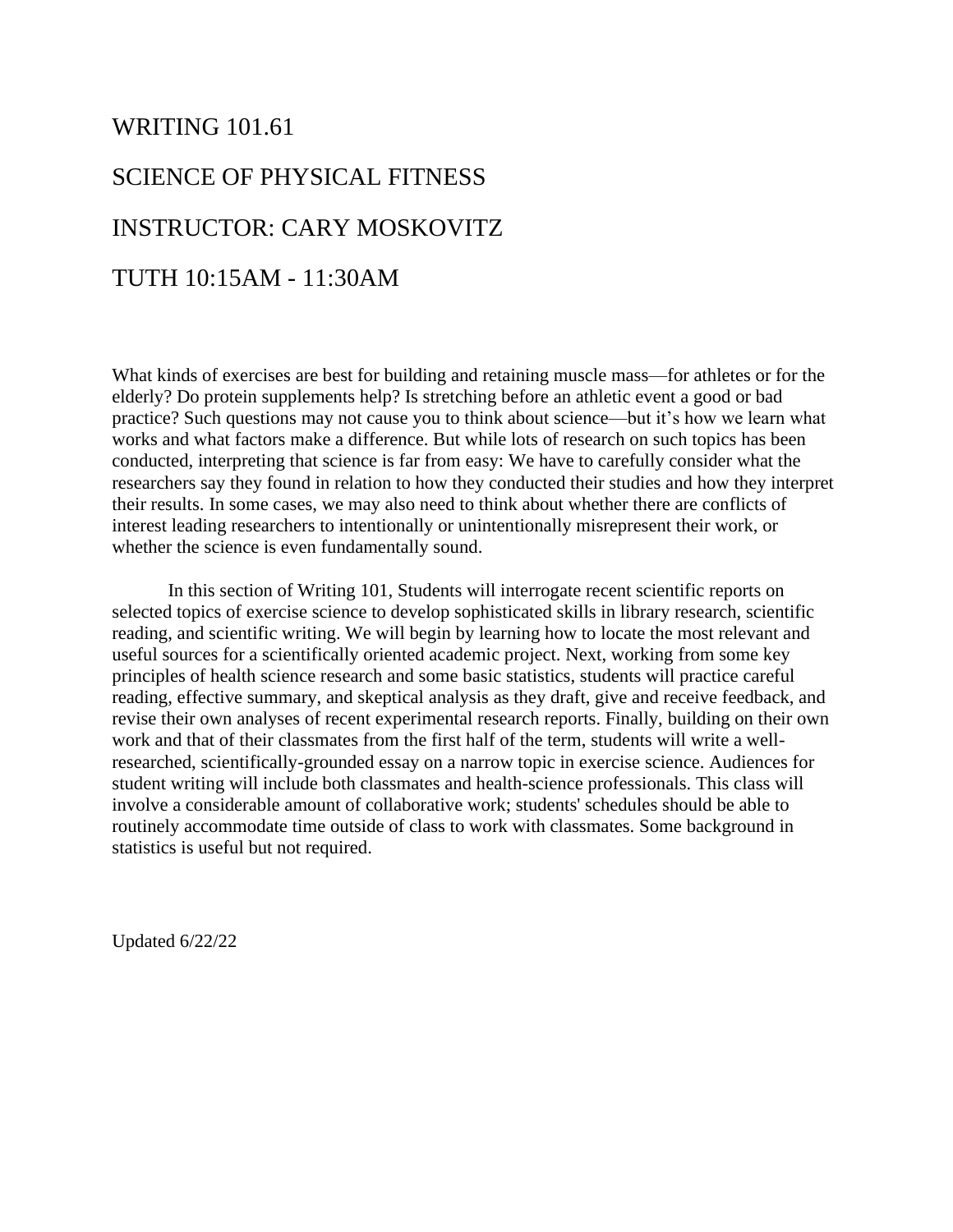# WRITING 101.61

# SCIENCE OF PHYSICAL FITNESS

# INSTRUCTOR: CARY MOSKOVITZ

# TUTH 10:15AM - 11:30AM

What kinds of exercises are best for building and retaining muscle mass—for athletes or for the elderly? Do protein supplements help? Is stretching before an athletic event a good or bad practice? Such questions may not cause you to think about science—but it's how we learn what works and what factors make a difference. But while lots of research on such topics has been conducted, interpreting that science is far from easy: We have to carefully consider what the researchers say they found in relation to how they conducted their studies and how they interpret their results. In some cases, we may also need to think about whether there are conflicts of interest leading researchers to intentionally or unintentionally misrepresent their work, or whether the science is even fundamentally sound.

In this section of Writing 101, Students will interrogate recent scientific reports on selected topics of exercise science to develop sophisticated skills in library research, scientific reading, and scientific writing. We will begin by learning how to locate the most relevant and useful sources for a scientifically oriented academic project. Next, working from some key principles of health science research and some basic statistics, students will practice careful reading, effective summary, and skeptical analysis as they draft, give and receive feedback, and revise their own analyses of recent experimental research reports. Finally, building on their own work and that of their classmates from the first half of the term, students will write a well-researched, scientifically-grounded essay on a narrow topic in exercise science. Audiences for student writing will include both classmates and health-science professionals. This class will involve a considerable amount of collaborative work; students' schedules should be able to routinely accommodate time outside of class to work with classmates. Some background in statistics is useful but not required.

Updated 6/22/22